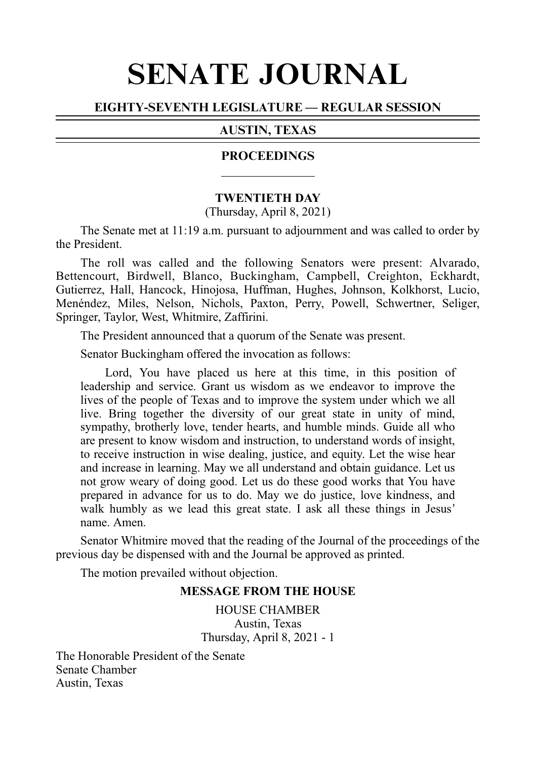# SENATE JOURNAL

## EIGHTY-SEVENTH LEGISLATURE — REGULAR SESSION

## AUSTIN, TEXAS

## PROCEEDINGS

### TWENTIETH DAY

(Thursday, April 8, 2021)

The Senate met at 11:19 a.m. pursuant to adjournment and was called to order by the President.

The roll was called and the following Senators were present: Alvarado, Bettencourt, Birdwell, Blanco, Buckingham, Campbell, Creighton, Eckhardt, Gutierrez, Hall, Hancock, Hinojosa, Huffman, Hughes, Johnson, Kolkhorst, Lucio, Menéndez, Miles, Nelson, Nichols, Paxton, Perry, Powell, Schwertner, Seliger, Springer, Taylor, West, Whitmire, Zaffirini.

The President announced that a quorum of the Senate was present.

Senator Buckingham offered the invocation as follows:

> Lord, You have placed us here at this time, in this position of leadership and service. Grant us wisdom as we endeavor to improve the lives of the people of Texas and to improve the system under which we all live. Bring together the diversity of our great state in unity of mind, sympathy, brotherly love, tender hearts, and humble minds. Guide all who are present to know wisdom and instruction, to understand words of insight, to receive instruction in wise dealing, justice, and equity. Let the wise hear and increase in learning. May we all understand and obtain guidance. Let us not grow weary of doing good. Let us do these good works that You have prepared in advance for us to do. May we do justice, love kindness, and walk humbly as we lead this great state. I ask all these things in Jesus' name. Amen.

Senator Whitmire moved that the reading of the Journal of the proceedings of the previous day be dispensed with and the Journal be approved as printed.

The motion prevailed without objection.

### MESSAGE FROM THE HOUSE

HOUSE CHAMBER
Austin, Texas
Thursday, April 8, 2021 - 1

The Honorable President of the Senate
Senate Chamber
Austin, Texas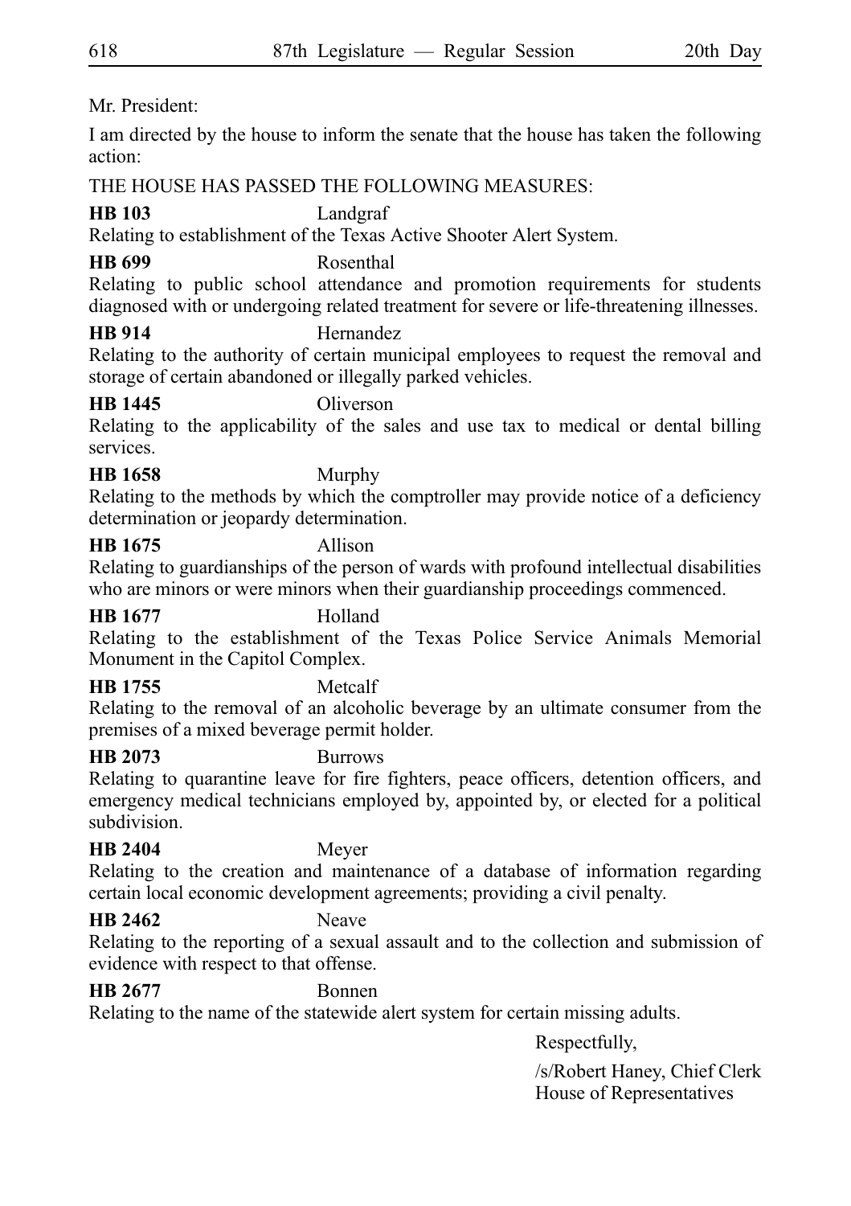Mr. President:

I am directed by the house to inform the senate that the house has taken the following action:

THE HOUSE HAS PASSED THE FOLLOWING MEASURES:

**HB 103** Landgraf
Relating to establishment of the Texas Active Shooter Alert System.

**HB 699** Rosenthal
Relating to public school attendance and promotion requirements for students diagnosed with or undergoing related treatment for severe or life-threatening illnesses.

**HB 914** Hernandez
Relating to the authority of certain municipal employees to request the removal and storage of certain abandoned or illegally parked vehicles.

**HB 1445** Oliverson
Relating to the applicability of the sales and use tax to medical or dental billing services.

**HB 1658** Murphy
Relating to the methods by which the comptroller may provide notice of a deficiency determination or jeopardy determination.

**HB 1675** Allison
Relating to guardianships of the person of wards with profound intellectual disabilities who are minors or were minors when their guardianship proceedings commenced.

**HB 1677** Holland
Relating to the establishment of the Texas Police Service Animals Memorial Monument in the Capitol Complex.

**HB 1755** Metcalf
Relating to the removal of an alcoholic beverage by an ultimate consumer from the premises of a mixed beverage permit holder.

**HB 2073** Burrows
Relating to quarantine leave for fire fighters, peace officers, detention officers, and emergency medical technicians employed by, appointed by, or elected for a political subdivision.

**HB 2404** Meyer
Relating to the creation and maintenance of a database of information regarding certain local economic development agreements; providing a civil penalty.

**HB 2462** Neave
Relating to the reporting of a sexual assault and to the collection and submission of evidence with respect to that offense.

**HB 2677** Bonnen
Relating to the name of the statewide alert system for certain missing adults.

Respectfully,

/s/Robert Haney, Chief Clerk
House of Representatives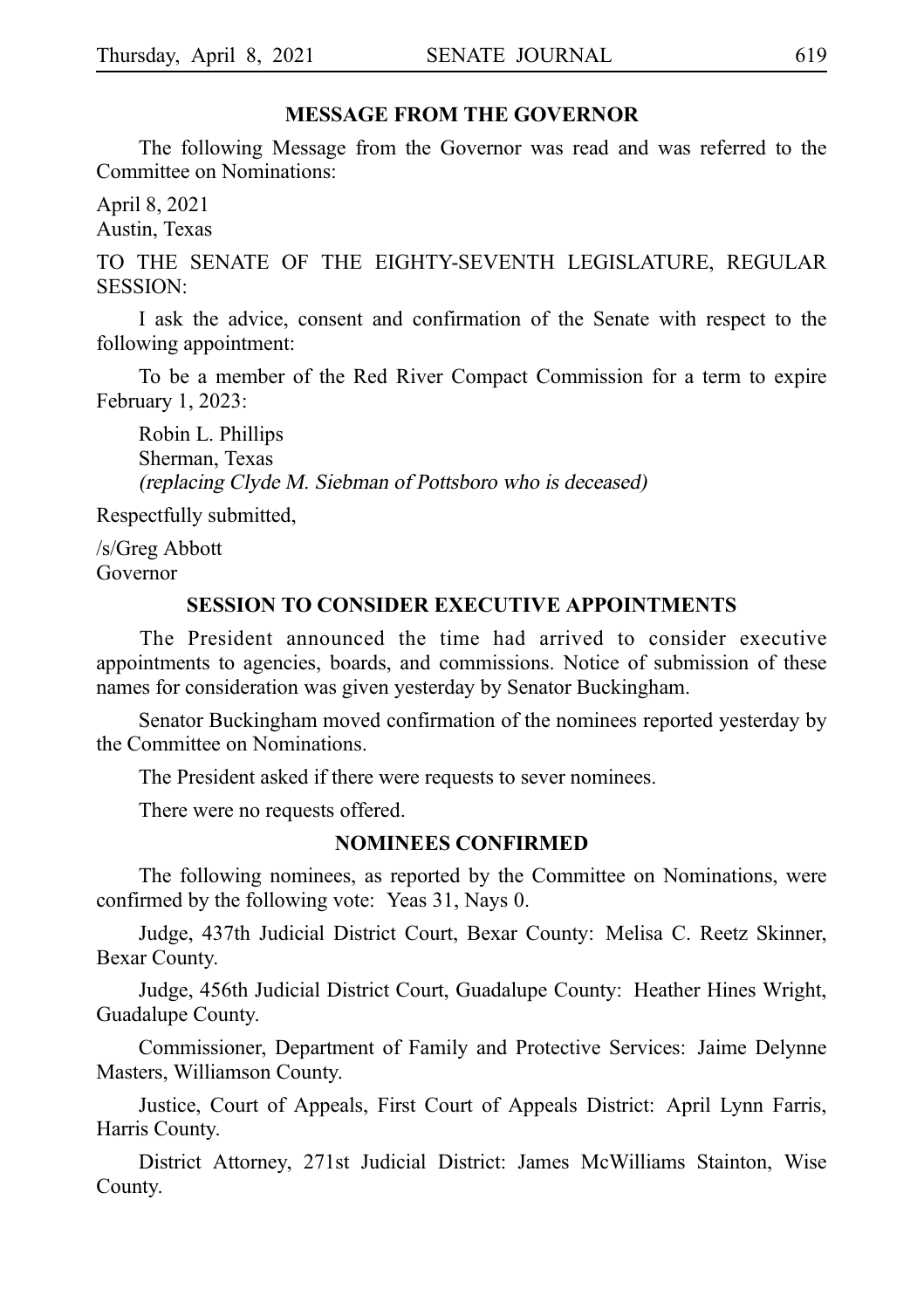## MESSAGE FROM THE GOVERNOR

The following Message from the Governor was read and was referred to the Committee on Nominations:

April 8, 2021
Austin, Texas

TO THE SENATE OF THE EIGHTY-SEVENTH LEGISLATURE, REGULAR SESSION:

I ask the advice, consent and confirmation of the Senate with respect to the following appointment:

To be a member of the Red River Compact Commission for a term to expire February 1, 2023:

Robin L. Phillips
Sherman, Texas
*(replacing Clyde M. Siebman of Pottsboro who is deceased)*

Respectfully submitted,

/s/Greg Abbott
Governor

## SESSION TO CONSIDER EXECUTIVE APPOINTMENTS

The President announced the time had arrived to consider executive appointments to agencies, boards, and commissions. Notice of submission of these names for consideration was given yesterday by Senator Buckingham.

Senator Buckingham moved confirmation of the nominees reported yesterday by the Committee on Nominations.

The President asked if there were requests to sever nominees.

There were no requests offered.

## NOMINEES CONFIRMED

The following nominees, as reported by the Committee on Nominations, were confirmed by the following vote: Yeas 31, Nays 0.

Judge, 437th Judicial District Court, Bexar County: Melisa C. Reetz Skinner, Bexar County.

Judge, 456th Judicial District Court, Guadalupe County: Heather Hines Wright, Guadalupe County.

Commissioner, Department of Family and Protective Services: Jaime Delynne Masters, Williamson County.

Justice, Court of Appeals, First Court of Appeals District: April Lynn Farris, Harris County.

District Attorney, 271st Judicial District: James McWilliams Stainton, Wise County.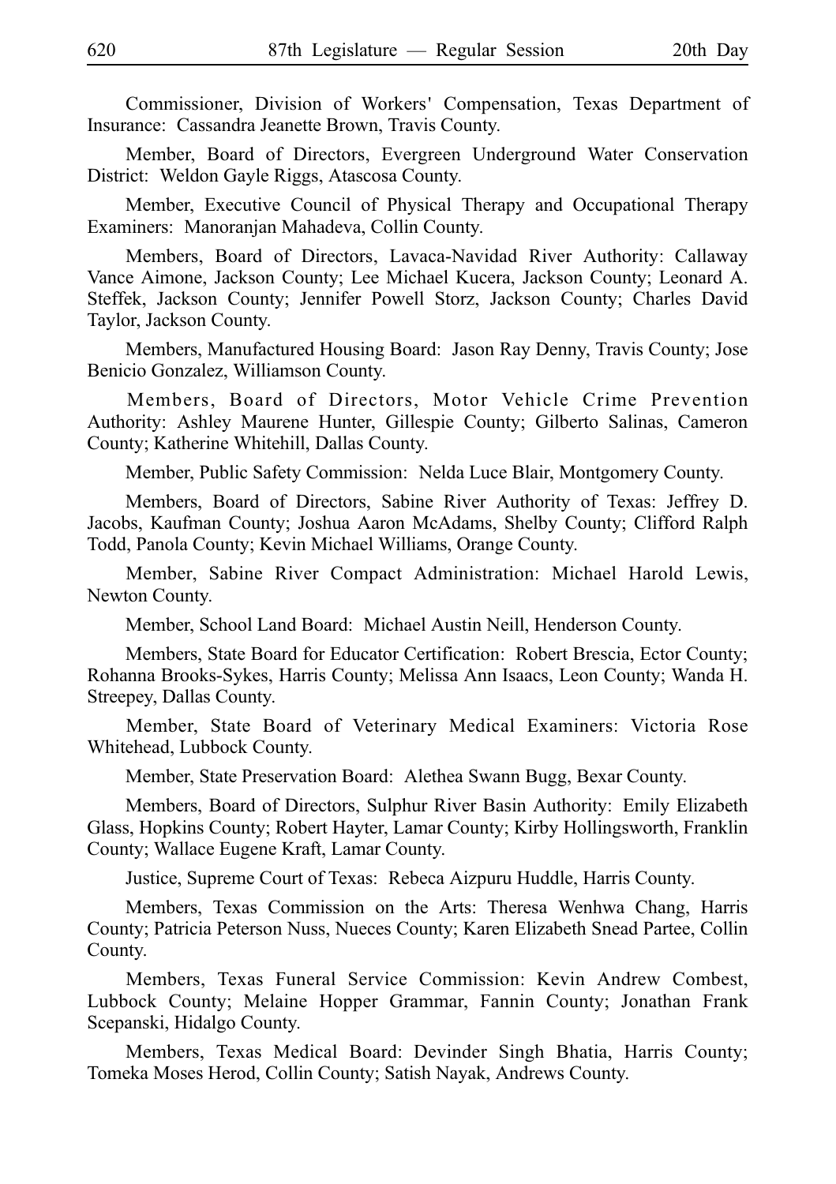Commissioner, Division of Workers' Compensation, Texas Department of Insurance: Cassandra Jeanette Brown, Travis County.

Member, Board of Directors, Evergreen Underground Water Conservation District: Weldon Gayle Riggs, Atascosa County.

Member, Executive Council of Physical Therapy and Occupational Therapy Examiners: Manoranjan Mahadeva, Collin County.

Members, Board of Directors, Lavaca-Navidad River Authority: Callaway Vance Aimone, Jackson County; Lee Michael Kucera, Jackson County; Leonard A. Steffek, Jackson County; Jennifer Powell Storz, Jackson County; Charles David Taylor, Jackson County.

Members, Manufactured Housing Board: Jason Ray Denny, Travis County; Jose Benicio Gonzalez, Williamson County.

Members, Board of Directors, Motor Vehicle Crime Prevention Authority: Ashley Maurene Hunter, Gillespie County; Gilberto Salinas, Cameron County; Katherine Whitehill, Dallas County.

Member, Public Safety Commission: Nelda Luce Blair, Montgomery County.

Members, Board of Directors, Sabine River Authority of Texas: Jeffrey D. Jacobs, Kaufman County; Joshua Aaron McAdams, Shelby County; Clifford Ralph Todd, Panola County; Kevin Michael Williams, Orange County.

Member, Sabine River Compact Administration: Michael Harold Lewis, Newton County.

Member, School Land Board: Michael Austin Neill, Henderson County.

Members, State Board for Educator Certification: Robert Brescia, Ector County; Rohanna Brooks-Sykes, Harris County; Melissa Ann Isaacs, Leon County; Wanda H. Streepey, Dallas County.

Member, State Board of Veterinary Medical Examiners: Victoria Rose Whitehead, Lubbock County.

Member, State Preservation Board: Alethea Swann Bugg, Bexar County.

Members, Board of Directors, Sulphur River Basin Authority: Emily Elizabeth Glass, Hopkins County; Robert Hayter, Lamar County; Kirby Hollingsworth, Franklin County; Wallace Eugene Kraft, Lamar County.

Justice, Supreme Court of Texas: Rebeca Aizpuru Huddle, Harris County.

Members, Texas Commission on the Arts: Theresa Wenhwa Chang, Harris County; Patricia Peterson Nuss, Nueces County; Karen Elizabeth Snead Partee, Collin County.

Members, Texas Funeral Service Commission: Kevin Andrew Combest, Lubbock County; Melaine Hopper Grammar, Fannin County; Jonathan Frank Scepanski, Hidalgo County.

Members, Texas Medical Board: Devinder Singh Bhatia, Harris County; Tomeka Moses Herod, Collin County; Satish Nayak, Andrews County.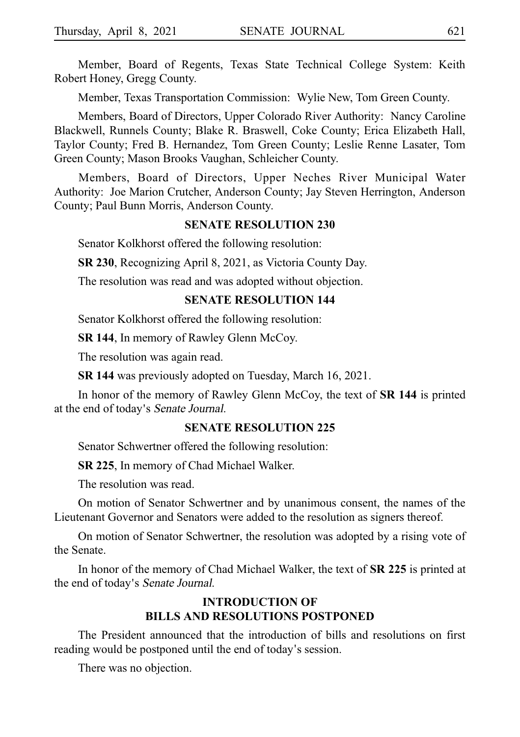Member, Board of Regents, Texas State Technical College System: Keith Robert Honey, Gregg County.

Member, Texas Transportation Commission: Wylie New, Tom Green County.

Members, Board of Directors, Upper Colorado River Authority: Nancy Caroline Blackwell, Runnels County; Blake R. Braswell, Coke County; Erica Elizabeth Hall, Taylor County; Fred B. Hernandez, Tom Green County; Leslie Renne Lasater, Tom Green County; Mason Brooks Vaughan, Schleicher County.

Members, Board of Directors, Upper Neches River Municipal Water Authority: Joe Marion Crutcher, Anderson County; Jay Steven Herrington, Anderson County; Paul Bunn Morris, Anderson County.

## SENATE RESOLUTION 230

Senator Kolkhorst offered the following resolution:

**SR 230**, Recognizing April 8, 2021, as Victoria County Day.

The resolution was read and was adopted without objection.

## SENATE RESOLUTION 144

Senator Kolkhorst offered the following resolution:

**SR 144**, In memory of Rawley Glenn McCoy.

The resolution was again read.

**SR 144** was previously adopted on Tuesday, March 16, 2021.

In honor of the memory of Rawley Glenn McCoy, the text of **SR 144** is printed at the end of today's *Senate Journal*.

## SENATE RESOLUTION 225

Senator Schwertner offered the following resolution:

**SR 225**, In memory of Chad Michael Walker.

The resolution was read.

On motion of Senator Schwertner and by unanimous consent, the names of the Lieutenant Governor and Senators were added to the resolution as signers thereof.

On motion of Senator Schwertner, the resolution was adopted by a rising vote of the Senate.

In honor of the memory of Chad Michael Walker, the text of **SR 225** is printed at the end of today's *Senate Journal*.

## INTRODUCTION OF BILLS AND RESOLUTIONS POSTPONED

The President announced that the introduction of bills and resolutions on first reading would be postponed until the end of today's session.

There was no objection.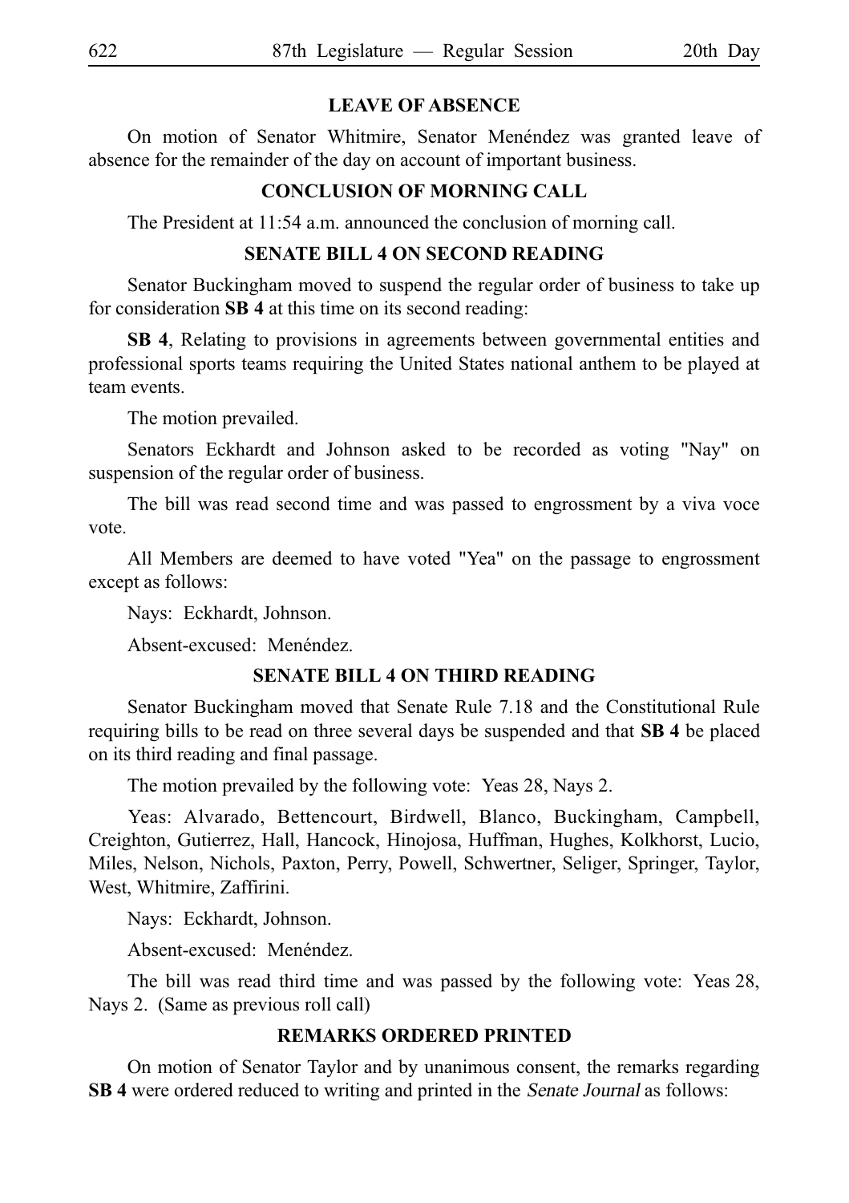## LEAVE OF ABSENCE

On motion of Senator Whitmire, Senator Menéndez was granted leave of absence for the remainder of the day on account of important business.

## CONCLUSION OF MORNING CALL

The President at 11:54 a.m. announced the conclusion of morning call.

## SENATE BILL 4 ON SECOND READING

Senator Buckingham moved to suspend the regular order of business to take up for consideration **SB 4** at this time on its second reading:

**SB 4**, Relating to provisions in agreements between governmental entities and professional sports teams requiring the United States national anthem to be played at team events.

The motion prevailed.

Senators Eckhardt and Johnson asked to be recorded as voting "Nay" on suspension of the regular order of business.

The bill was read second time and was passed to engrossment by a viva voce vote.

All Members are deemed to have voted "Yea" on the passage to engrossment except as follows:

Nays: Eckhardt, Johnson.

Absent-excused: Menéndez.

## SENATE BILL 4 ON THIRD READING

Senator Buckingham moved that Senate Rule 7.18 and the Constitutional Rule requiring bills to be read on three several days be suspended and that **SB 4** be placed on its third reading and final passage.

The motion prevailed by the following vote: Yeas 28, Nays 2.

Yeas: Alvarado, Bettencourt, Birdwell, Blanco, Buckingham, Campbell, Creighton, Gutierrez, Hall, Hancock, Hinojosa, Huffman, Hughes, Kolkhorst, Lucio, Miles, Nelson, Nichols, Paxton, Perry, Powell, Schwertner, Seliger, Springer, Taylor, West, Whitmire, Zaffirini.

Nays: Eckhardt, Johnson.

Absent-excused: Menéndez.

The bill was read third time and was passed by the following vote: Yeas 28, Nays 2. (Same as previous roll call)

## REMARKS ORDERED PRINTED

On motion of Senator Taylor and by unanimous consent, the remarks regarding **SB 4** were ordered reduced to writing and printed in the *Senate Journal* as follows: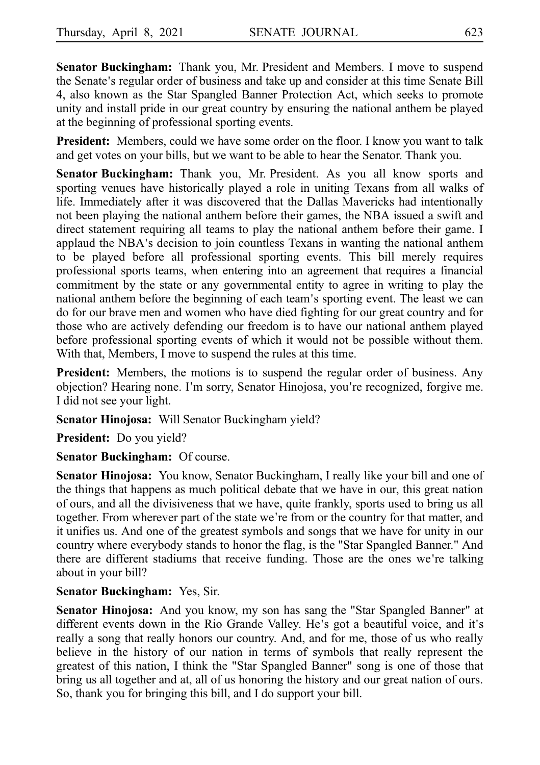**Senator Buckingham:** Thank you, Mr. President and Members. I move to suspend the Senate's regular order of business and take up and consider at this time Senate Bill 4, also known as the Star Spangled Banner Protection Act, which seeks to promote unity and install pride in our great country by ensuring the national anthem be played at the beginning of professional sporting events.

**President:** Members, could we have some order on the floor. I know you want to talk and get votes on your bills, but we want to be able to hear the Senator. Thank you.

**Senator Buckingham:** Thank you, Mr. President. As you all know sports and sporting venues have historically played a role in uniting Texans from all walks of life. Immediately after it was discovered that the Dallas Mavericks had intentionally not been playing the national anthem before their games, the NBA issued a swift and direct statement requiring all teams to play the national anthem before their game. I applaud the NBA's decision to join countless Texans in wanting the national anthem to be played before all professional sporting events. This bill merely requires professional sports teams, when entering into an agreement that requires a financial commitment by the state or any governmental entity to agree in writing to play the national anthem before the beginning of each team's sporting event. The least we can do for our brave men and women who have died fighting for our great country and for those who are actively defending our freedom is to have our national anthem played before professional sporting events of which it would not be possible without them. With that, Members, I move to suspend the rules at this time.

**President:** Members, the motions is to suspend the regular order of business. Any objection? Hearing none. I'm sorry, Senator Hinojosa, you're recognized, forgive me. I did not see your light.

**Senator Hinojosa:** Will Senator Buckingham yield?

**President:** Do you yield?

**Senator Buckingham:** Of course.

**Senator Hinojosa:** You know, Senator Buckingham, I really like your bill and one of the things that happens as much political debate that we have in our, this great nation of ours, and all the divisiveness that we have, quite frankly, sports used to bring us all together. From wherever part of the state we're from or the country for that matter, and it unifies us. And one of the greatest symbols and songs that we have for unity in our country where everybody stands to honor the flag, is the "Star Spangled Banner." And there are different stadiums that receive funding. Those are the ones we're talking about in your bill?

**Senator Buckingham:** Yes, Sir.

**Senator Hinojosa:** And you know, my son has sang the "Star Spangled Banner" at different events down in the Rio Grande Valley. He's got a beautiful voice, and it's really a song that really honors our country. And, and for me, those of us who really believe in the history of our nation in terms of symbols that really represent the greatest of this nation, I think the "Star Spangled Banner" song is one of those that bring us all together and at, all of us honoring the history and our great nation of ours. So, thank you for bringing this bill, and I do support your bill.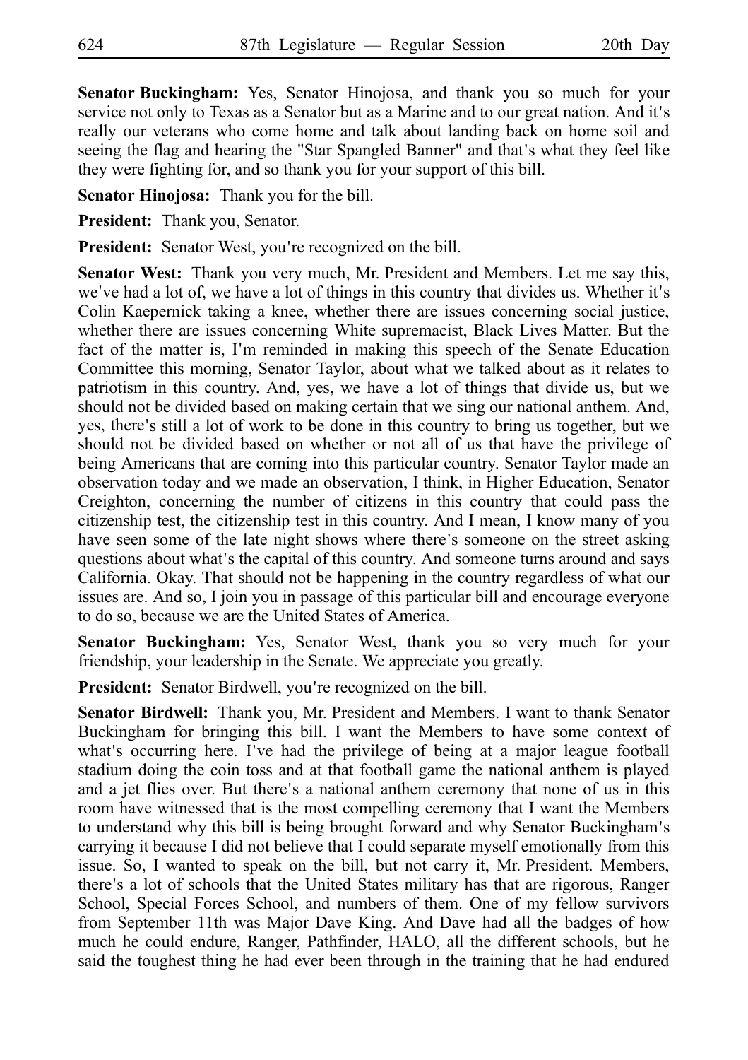**Senator Buckingham:** Yes, Senator Hinojosa, and thank you so much for your service not only to Texas as a Senator but as a Marine and to our great nation. And it's really our veterans who come home and talk about landing back on home soil and seeing the flag and hearing the "Star Spangled Banner" and that's what they feel like they were fighting for, and so thank you for your support of this bill.

**Senator Hinojosa:** Thank you for the bill.

**President:** Thank you, Senator.

**President:** Senator West, you're recognized on the bill.

**Senator West:** Thank you very much, Mr. President and Members. Let me say this, we've had a lot of, we have a lot of things in this country that divides us. Whether it's Colin Kaepernick taking a knee, whether there are issues concerning social justice, whether there are issues concerning White supremacist, Black Lives Matter. But the fact of the matter is, I'm reminded in making this speech of the Senate Education Committee this morning, Senator Taylor, about what we talked about as it relates to patriotism in this country. And, yes, we have a lot of things that divide us, but we should not be divided based on making certain that we sing our national anthem. And, yes, there's still a lot of work to be done in this country to bring us together, but we should not be divided based on whether or not all of us that have the privilege of being Americans that are coming into this particular country. Senator Taylor made an observation today and we made an observation, I think, in Higher Education, Senator Creighton, concerning the number of citizens in this country that could pass the citizenship test, the citizenship test in this country. And I mean, I know many of you have seen some of the late night shows where there's someone on the street asking questions about what's the capital of this country. And someone turns around and says California. Okay. That should not be happening in the country regardless of what our issues are. And so, I join you in passage of this particular bill and encourage everyone to do so, because we are the United States of America.

**Senator Buckingham:** Yes, Senator West, thank you so very much for your friendship, your leadership in the Senate. We appreciate you greatly.

**President:** Senator Birdwell, you're recognized on the bill.

**Senator Birdwell:** Thank you, Mr. President and Members. I want to thank Senator Buckingham for bringing this bill. I want the Members to have some context of what's occurring here. I've had the privilege of being at a major league football stadium doing the coin toss and at that football game the national anthem is played and a jet flies over. But there's a national anthem ceremony that none of us in this room have witnessed that is the most compelling ceremony that I want the Members to understand why this bill is being brought forward and why Senator Buckingham's carrying it because I did not believe that I could separate myself emotionally from this issue. So, I wanted to speak on the bill, but not carry it, Mr. President. Members, there's a lot of schools that the United States military has that are rigorous, Ranger School, Special Forces School, and numbers of them. One of my fellow survivors from September 11th was Major Dave King. And Dave had all the badges of how much he could endure, Ranger, Pathfinder, HALO, all the different schools, but he said the toughest thing he had ever been through in the training that he had endured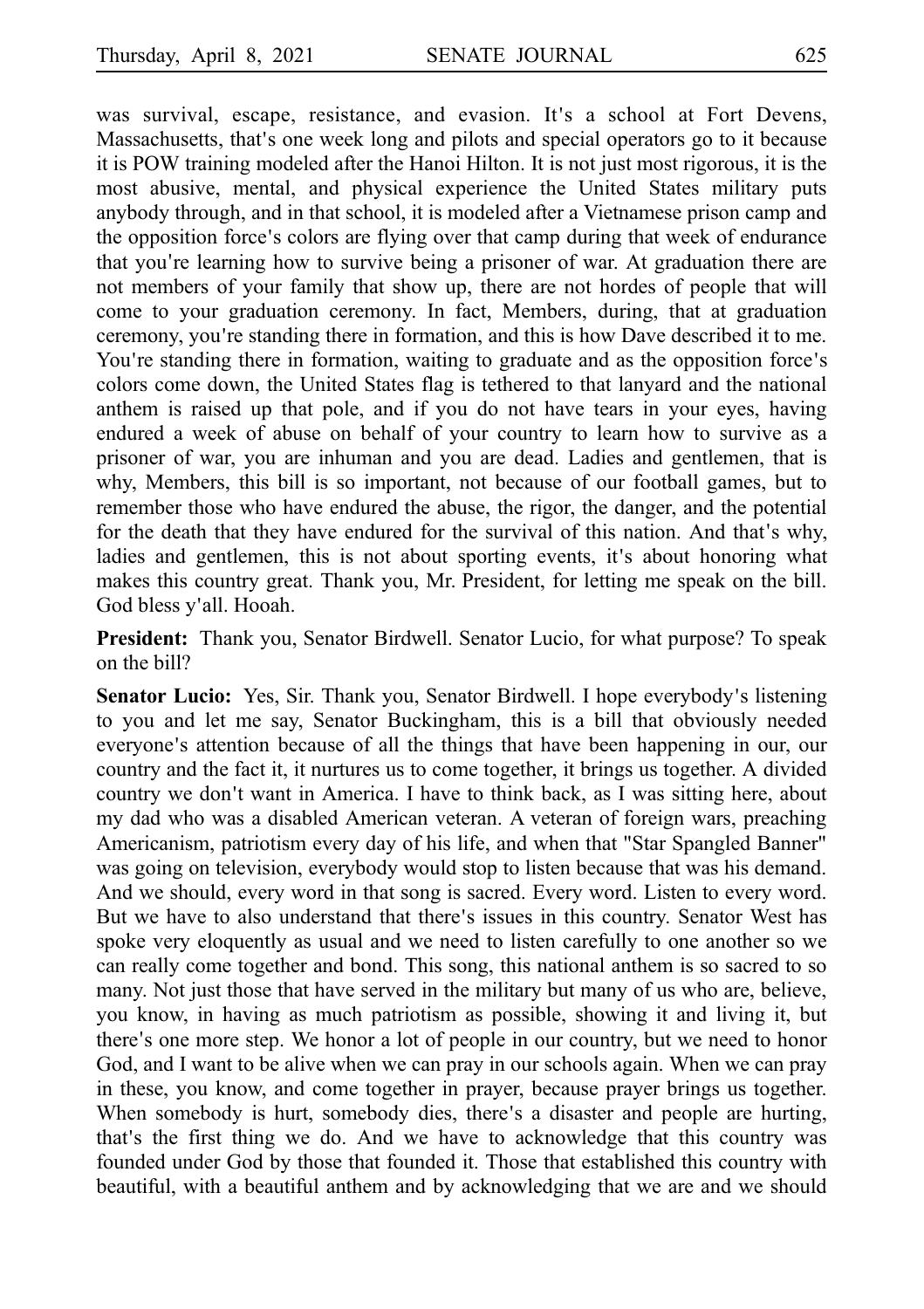was survival, escape, resistance, and evasion. It's a school at Fort Devens, Massachusetts, that's one week long and pilots and special operators go to it because it is POW training modeled after the Hanoi Hilton. It is not just most rigorous, it is the most abusive, mental, and physical experience the United States military puts anybody through, and in that school, it is modeled after a Vietnamese prison camp and the opposition force's colors are flying over that camp during that week of endurance that you're learning how to survive being a prisoner of war. At graduation there are not members of your family that show up, there are not hordes of people that will come to your graduation ceremony. In fact, Members, during, that at graduation ceremony, you're standing there in formation, and this is how Dave described it to me. You're standing there in formation, waiting to graduate and as the opposition force's colors come down, the United States flag is tethered to that lanyard and the national anthem is raised up that pole, and if you do not have tears in your eyes, having endured a week of abuse on behalf of your country to learn how to survive as a prisoner of war, you are inhuman and you are dead. Ladies and gentlemen, that is why, Members, this bill is so important, not because of our football games, but to remember those who have endured the abuse, the rigor, the danger, and the potential for the death that they have endured for the survival of this nation. And that's why, ladies and gentlemen, this is not about sporting events, it's about honoring what makes this country great. Thank you, Mr. President, for letting me speak on the bill. God bless y'all. Hooah.

**President:** Thank you, Senator Birdwell. Senator Lucio, for what purpose? To speak on the bill?

**Senator Lucio:** Yes, Sir. Thank you, Senator Birdwell. I hope everybody's listening to you and let me say, Senator Buckingham, this is a bill that obviously needed everyone's attention because of all the things that have been happening in our, our country and the fact it, it nurtures us to come together, it brings us together. A divided country we don't want in America. I have to think back, as I was sitting here, about my dad who was a disabled American veteran. A veteran of foreign wars, preaching Americanism, patriotism every day of his life, and when that "Star Spangled Banner" was going on television, everybody would stop to listen because that was his demand. And we should, every word in that song is sacred. Every word. Listen to every word. But we have to also understand that there's issues in this country. Senator West has spoke very eloquently as usual and we need to listen carefully to one another so we can really come together and bond. This song, this national anthem is so sacred to so many. Not just those that have served in the military but many of us who are, believe, you know, in having as much patriotism as possible, showing it and living it, but there's one more step. We honor a lot of people in our country, but we need to honor God, and I want to be alive when we can pray in our schools again. When we can pray in these, you know, and come together in prayer, because prayer brings us together. When somebody is hurt, somebody dies, there's a disaster and people are hurting, that's the first thing we do. And we have to acknowledge that this country was founded under God by those that founded it. Those that established this country with beautiful, with a beautiful anthem and by acknowledging that we are and we should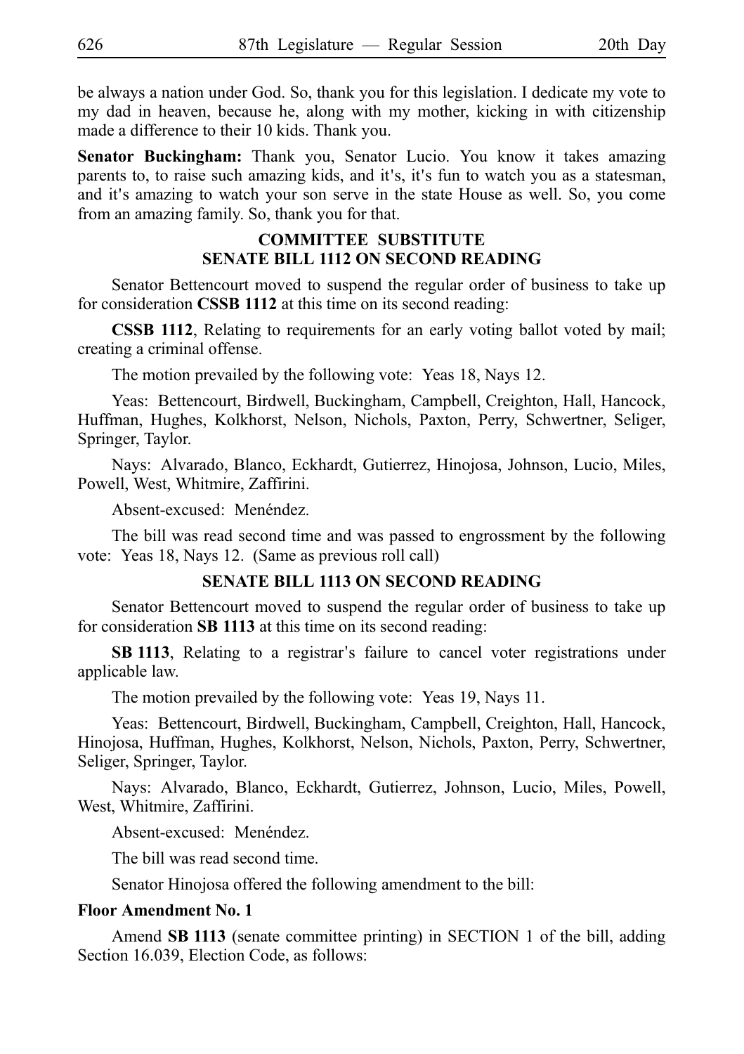be always a nation under God. So, thank you for this legislation. I dedicate my vote to my dad in heaven, because he, along with my mother, kicking in with citizenship made a difference to their 10 kids. Thank you.

**Senator Buckingham:** Thank you, Senator Lucio. You know it takes amazing parents to, to raise such amazing kids, and it's, it's fun to watch you as a statesman, and it's amazing to watch your son serve in the state House as well. So, you come from an amazing family. So, thank you for that.

## COMMITTEE SUBSTITUTE SENATE BILL 1112 ON SECOND READING

Senator Bettencourt moved to suspend the regular order of business to take up for consideration **CSSB 1112** at this time on its second reading:

**CSSB 1112**, Relating to requirements for an early voting ballot voted by mail; creating a criminal offense.

The motion prevailed by the following vote: Yeas 18, Nays 12.

Yeas: Bettencourt, Birdwell, Buckingham, Campbell, Creighton, Hall, Hancock, Huffman, Hughes, Kolkhorst, Nelson, Nichols, Paxton, Perry, Schwertner, Seliger, Springer, Taylor.

Nays: Alvarado, Blanco, Eckhardt, Gutierrez, Hinojosa, Johnson, Lucio, Miles, Powell, West, Whitmire, Zaffirini.

Absent-excused: Menéndez.

The bill was read second time and was passed to engrossment by the following vote: Yeas 18, Nays 12. (Same as previous roll call)

## SENATE BILL 1113 ON SECOND READING

Senator Bettencourt moved to suspend the regular order of business to take up for consideration **SB 1113** at this time on its second reading:

**SB 1113**, Relating to a registrar's failure to cancel voter registrations under applicable law.

The motion prevailed by the following vote: Yeas 19, Nays 11.

Yeas: Bettencourt, Birdwell, Buckingham, Campbell, Creighton, Hall, Hancock, Hinojosa, Huffman, Hughes, Kolkhorst, Nelson, Nichols, Paxton, Perry, Schwertner, Seliger, Springer, Taylor.

Nays: Alvarado, Blanco, Eckhardt, Gutierrez, Johnson, Lucio, Miles, Powell, West, Whitmire, Zaffirini.

Absent-excused: Menéndez.

The bill was read second time.

Senator Hinojosa offered the following amendment to the bill:

**Floor Amendment No. 1**

Amend **SB 1113** (senate committee printing) in SECTION 1 of the bill, adding Section 16.039, Election Code, as follows: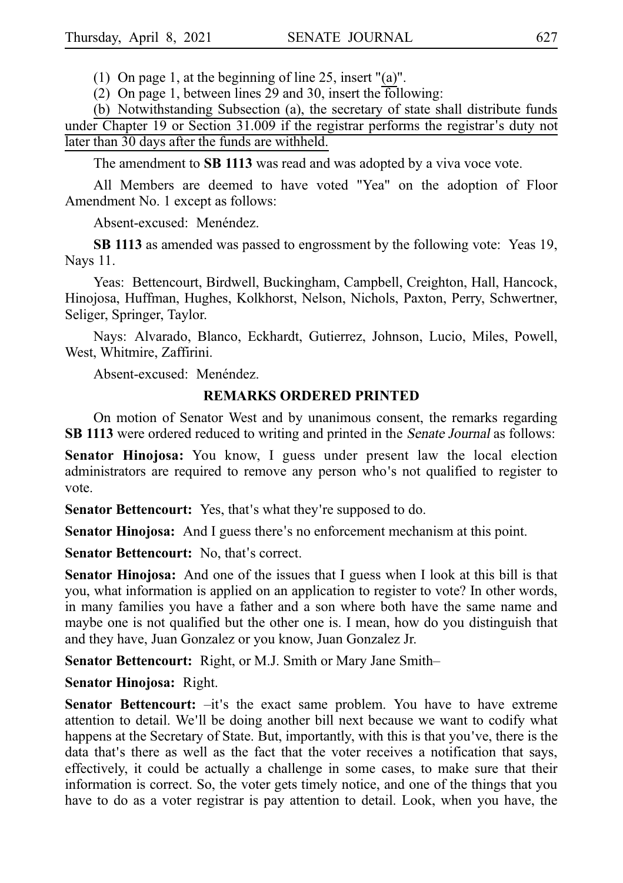(1) On page 1, at the beginning of line 25, insert "(a)".

(2) On page 1, between lines 29 and 30, insert the following:

(b) Notwithstanding Subsection (a), the secretary of state shall distribute funds under Chapter 19 or Section 31.009 if the registrar performs the registrar's duty not later than 30 days after the funds are withheld.

The amendment to **SB 1113** was read and was adopted by a viva voce vote.

All Members are deemed to have voted "Yea" on the adoption of Floor Amendment No. 1 except as follows:

Absent-excused: Menéndez.

**SB 1113** as amended was passed to engrossment by the following vote: Yeas 19, Nays 11.

Yeas: Bettencourt, Birdwell, Buckingham, Campbell, Creighton, Hall, Hancock, Hinojosa, Huffman, Hughes, Kolkhorst, Nelson, Nichols, Paxton, Perry, Schwertner, Seliger, Springer, Taylor.

Nays: Alvarado, Blanco, Eckhardt, Gutierrez, Johnson, Lucio, Miles, Powell, West, Whitmire, Zaffirini.

Absent-excused: Menéndez.

## REMARKS ORDERED PRINTED

On motion of Senator West and by unanimous consent, the remarks regarding **SB 1113** were ordered reduced to writing and printed in the *Senate Journal* as follows:

**Senator Hinojosa:** You know, I guess under present law the local election administrators are required to remove any person who's not qualified to register to vote.

**Senator Bettencourt:** Yes, that's what they're supposed to do.

**Senator Hinojosa:** And I guess there's no enforcement mechanism at this point.

**Senator Bettencourt:** No, that's correct.

**Senator Hinojosa:** And one of the issues that I guess when I look at this bill is that you, what information is applied on an application to register to vote? In other words, in many families you have a father and a son where both have the same name and maybe one is not qualified but the other one is. I mean, how do you distinguish that and they have, Juan Gonzalez or you know, Juan Gonzalez Jr.

**Senator Bettencourt:** Right, or M.J. Smith or Mary Jane Smith–

**Senator Hinojosa:** Right.

**Senator Bettencourt:** –it's the exact same problem. You have to have extreme attention to detail. We'll be doing another bill next because we want to codify what happens at the Secretary of State. But, importantly, with this is that you've, there is the data that's there as well as the fact that the voter receives a notification that says, effectively, it could be actually a challenge in some cases, to make sure that their information is correct. So, the voter gets timely notice, and one of the things that you have to do as a voter registrar is pay attention to detail. Look, when you have, the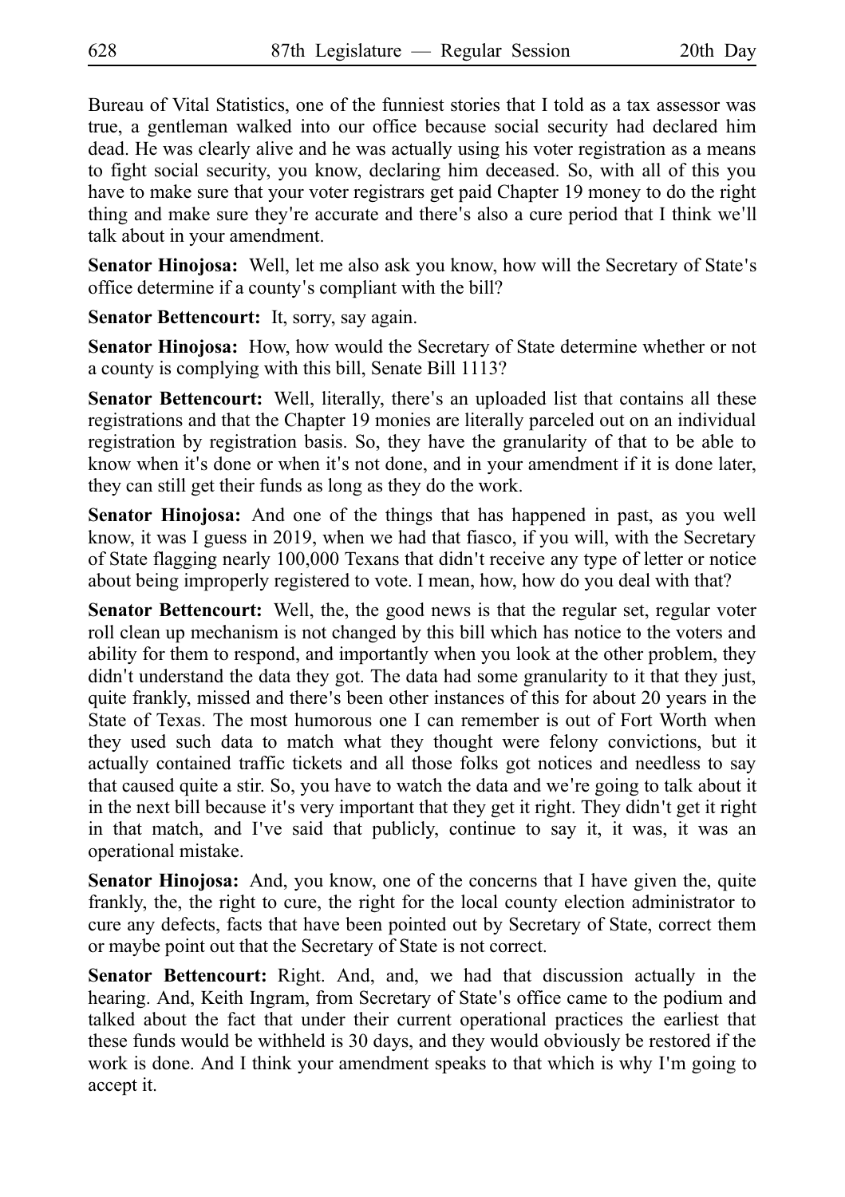Bureau of Vital Statistics, one of the funniest stories that I told as a tax assessor was true, a gentleman walked into our office because social security had declared him dead. He was clearly alive and he was actually using his voter registration as a means to fight social security, you know, declaring him deceased. So, with all of this you have to make sure that your voter registrars get paid Chapter 19 money to do the right thing and make sure they're accurate and there's also a cure period that I think we'll talk about in your amendment.

**Senator Hinojosa:** Well, let me also ask you know, how will the Secretary of State's office determine if a county's compliant with the bill?

**Senator Bettencourt:** It, sorry, say again.

**Senator Hinojosa:** How, how would the Secretary of State determine whether or not a county is complying with this bill, Senate Bill 1113?

**Senator Bettencourt:** Well, literally, there's an uploaded list that contains all these registrations and that the Chapter 19 monies are literally parceled out on an individual registration by registration basis. So, they have the granularity of that to be able to know when it's done or when it's not done, and in your amendment if it is done later, they can still get their funds as long as they do the work.

**Senator Hinojosa:** And one of the things that has happened in past, as you well know, it was I guess in 2019, when we had that fiasco, if you will, with the Secretary of State flagging nearly 100,000 Texans that didn't receive any type of letter or notice about being improperly registered to vote. I mean, how, how do you deal with that?

**Senator Bettencourt:** Well, the, the good news is that the regular set, regular voter roll clean up mechanism is not changed by this bill which has notice to the voters and ability for them to respond, and importantly when you look at the other problem, they didn't understand the data they got. The data had some granularity to it that they just, quite frankly, missed and there's been other instances of this for about 20 years in the State of Texas. The most humorous one I can remember is out of Fort Worth when they used such data to match what they thought were felony convictions, but it actually contained traffic tickets and all those folks got notices and needless to say that caused quite a stir. So, you have to watch the data and we're going to talk about it in the next bill because it's very important that they get it right. They didn't get it right in that match, and I've said that publicly, continue to say it, it was, it was an operational mistake.

**Senator Hinojosa:** And, you know, one of the concerns that I have given the, quite frankly, the, the right to cure, the right for the local county election administrator to cure any defects, facts that have been pointed out by Secretary of State, correct them or maybe point out that the Secretary of State is not correct.

**Senator Bettencourt:** Right. And, and, we had that discussion actually in the hearing. And, Keith Ingram, from Secretary of State's office came to the podium and talked about the fact that under their current operational practices the earliest that these funds would be withheld is 30 days, and they would obviously be restored if the work is done. And I think your amendment speaks to that which is why I'm going to accept it.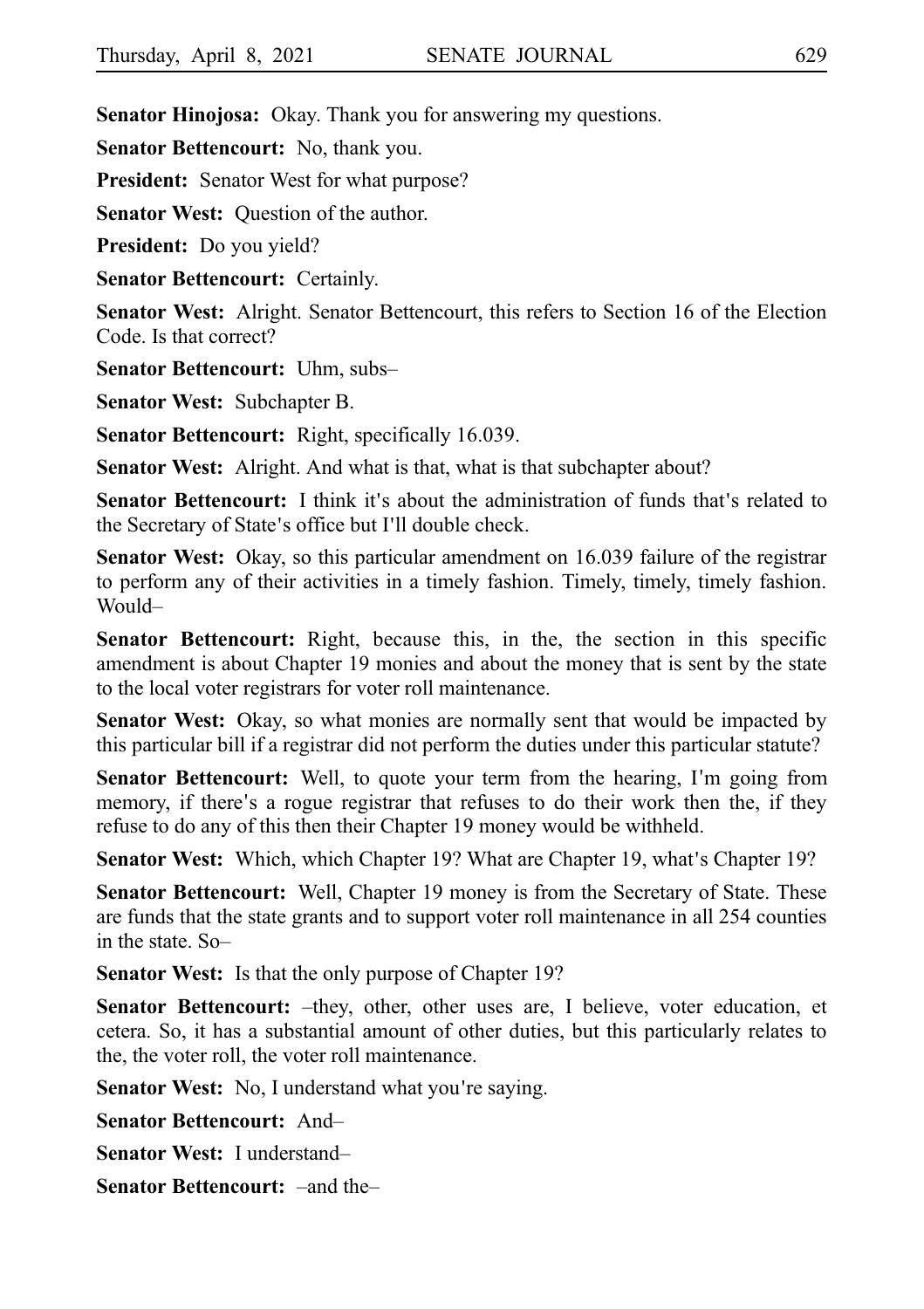**Senator Hinojosa:** Okay. Thank you for answering my questions.

**Senator Bettencourt:** No, thank you.

**President:** Senator West for what purpose?

**Senator West:** Question of the author.

**President:** Do you yield?

**Senator Bettencourt:** Certainly.

**Senator West:** Alright. Senator Bettencourt, this refers to Section 16 of the Election Code. Is that correct?

**Senator Bettencourt:** Uhm, subs–

**Senator West:** Subchapter B.

**Senator Bettencourt:** Right, specifically 16.039.

**Senator West:** Alright. And what is that, what is that subchapter about?

**Senator Bettencourt:** I think it's about the administration of funds that's related to the Secretary of State's office but I'll double check.

**Senator West:** Okay, so this particular amendment on 16.039 failure of the registrar to perform any of their activities in a timely fashion. Timely, timely, timely fashion. Would–

**Senator Bettencourt:** Right, because this, in the, the section in this specific amendment is about Chapter 19 monies and about the money that is sent by the state to the local voter registrars for voter roll maintenance.

**Senator West:** Okay, so what monies are normally sent that would be impacted by this particular bill if a registrar did not perform the duties under this particular statute?

**Senator Bettencourt:** Well, to quote your term from the hearing, I'm going from memory, if there's a rogue registrar that refuses to do their work then the, if they refuse to do any of this then their Chapter 19 money would be withheld.

**Senator West:** Which, which Chapter 19? What are Chapter 19, what's Chapter 19?

**Senator Bettencourt:** Well, Chapter 19 money is from the Secretary of State. These are funds that the state grants and to support voter roll maintenance in all 254 counties in the state. So–

**Senator West:** Is that the only purpose of Chapter 19?

**Senator Bettencourt:** –they, other, other uses are, I believe, voter education, et cetera. So, it has a substantial amount of other duties, but this particularly relates to the, the voter roll, the voter roll maintenance.

**Senator West:** No, I understand what you're saying.

**Senator Bettencourt:** And–

**Senator West:** I understand–

**Senator Bettencourt:** –and the–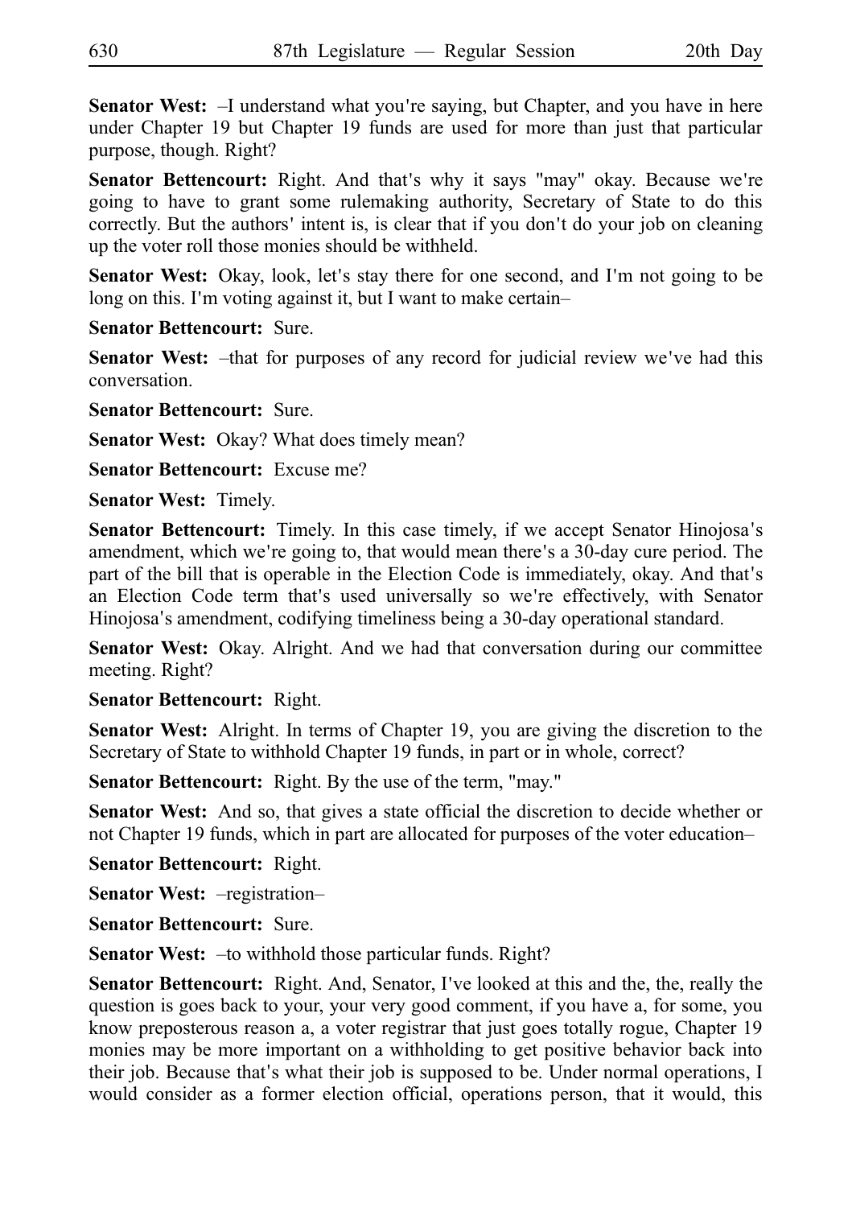**Senator West:** –I understand what you're saying, but Chapter, and you have in here under Chapter 19 but Chapter 19 funds are used for more than just that particular purpose, though. Right?

**Senator Bettencourt:** Right. And that's why it says "may" okay. Because we're going to have to grant some rulemaking authority, Secretary of State to do this correctly. But the authors' intent is, is clear that if you don't do your job on cleaning up the voter roll those monies should be withheld.

**Senator West:** Okay, look, let's stay there for one second, and I'm not going to be long on this. I'm voting against it, but I want to make certain–

**Senator Bettencourt:** Sure.

**Senator West:** –that for purposes of any record for judicial review we've had this conversation.

**Senator Bettencourt:** Sure.

**Senator West:** Okay? What does timely mean?

**Senator Bettencourt:** Excuse me?

**Senator West:** Timely.

**Senator Bettencourt:** Timely. In this case timely, if we accept Senator Hinojosa's amendment, which we're going to, that would mean there's a 30-day cure period. The part of the bill that is operable in the Election Code is immediately, okay. And that's an Election Code term that's used universally so we're effectively, with Senator Hinojosa's amendment, codifying timeliness being a 30-day operational standard.

**Senator West:** Okay. Alright. And we had that conversation during our committee meeting. Right?

**Senator Bettencourt:** Right.

**Senator West:** Alright. In terms of Chapter 19, you are giving the discretion to the Secretary of State to withhold Chapter 19 funds, in part or in whole, correct?

**Senator Bettencourt:** Right. By the use of the term, "may."

**Senator West:** And so, that gives a state official the discretion to decide whether or not Chapter 19 funds, which in part are allocated for purposes of the voter education–

**Senator Bettencourt:** Right.

**Senator West:** –registration–

**Senator Bettencourt:** Sure.

**Senator West:** –to withhold those particular funds. Right?

**Senator Bettencourt:** Right. And, Senator, I've looked at this and the, the, really the question is goes back to your, your very good comment, if you have a, for some, you know preposterous reason a, a voter registrar that just goes totally rogue, Chapter 19 monies may be more important on a withholding to get positive behavior back into their job. Because that's what their job is supposed to be. Under normal operations, I would consider as a former election official, operations person, that it would, this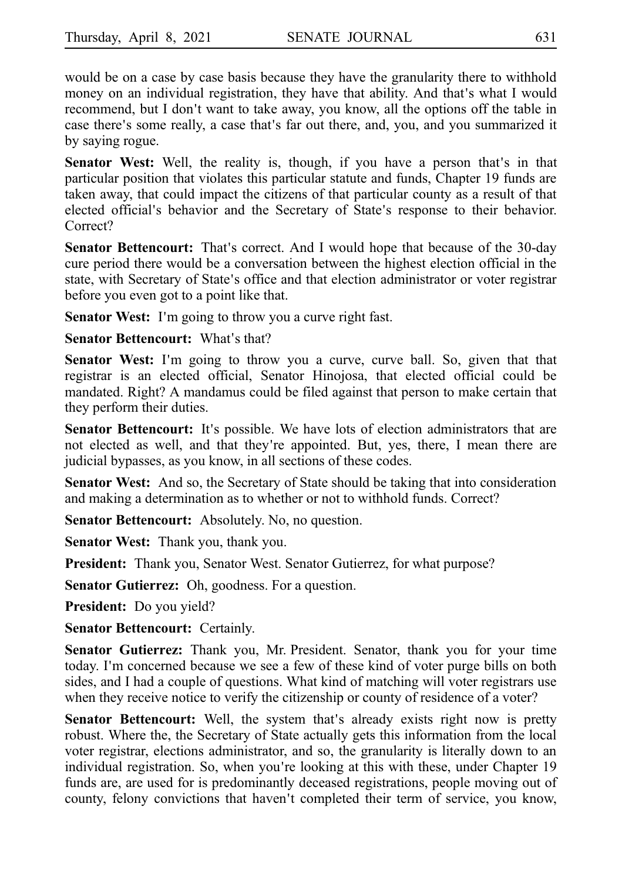would be on a case by case basis because they have the granularity there to withhold money on an individual registration, they have that ability. And that's what I would recommend, but I don't want to take away, you know, all the options off the table in case there's some really, a case that's far out there, and, you, and you summarized it by saying rogue.

**Senator West:** Well, the reality is, though, if you have a person that's in that particular position that violates this particular statute and funds, Chapter 19 funds are taken away, that could impact the citizens of that particular county as a result of that elected official's behavior and the Secretary of State's response to their behavior. Correct?

**Senator Bettencourt:** That's correct. And I would hope that because of the 30-day cure period there would be a conversation between the highest election official in the state, with Secretary of State's office and that election administrator or voter registrar before you even got to a point like that.

**Senator West:** I'm going to throw you a curve right fast.

**Senator Bettencourt:** What's that?

**Senator West:** I'm going to throw you a curve, curve ball. So, given that that registrar is an elected official, Senator Hinojosa, that elected official could be mandated. Right? A mandamus could be filed against that person to make certain that they perform their duties.

**Senator Bettencourt:** It's possible. We have lots of election administrators that are not elected as well, and that they're appointed. But, yes, there, I mean there are judicial bypasses, as you know, in all sections of these codes.

**Senator West:** And so, the Secretary of State should be taking that into consideration and making a determination as to whether or not to withhold funds. Correct?

**Senator Bettencourt:** Absolutely. No, no question.

**Senator West:** Thank you, thank you.

**President:** Thank you, Senator West. Senator Gutierrez, for what purpose?

**Senator Gutierrez:** Oh, goodness. For a question.

**President:** Do you yield?

**Senator Bettencourt:** Certainly.

**Senator Gutierrez:** Thank you, Mr. President. Senator, thank you for your time today. I'm concerned because we see a few of these kind of voter purge bills on both sides, and I had a couple of questions. What kind of matching will voter registrars use when they receive notice to verify the citizenship or county of residence of a voter?

**Senator Bettencourt:** Well, the system that's already exists right now is pretty robust. Where the, the Secretary of State actually gets this information from the local voter registrar, elections administrator, and so, the granularity is literally down to an individual registration. So, when you're looking at this with these, under Chapter 19 funds are, are used for is predominantly deceased registrations, people moving out of county, felony convictions that haven't completed their term of service, you know,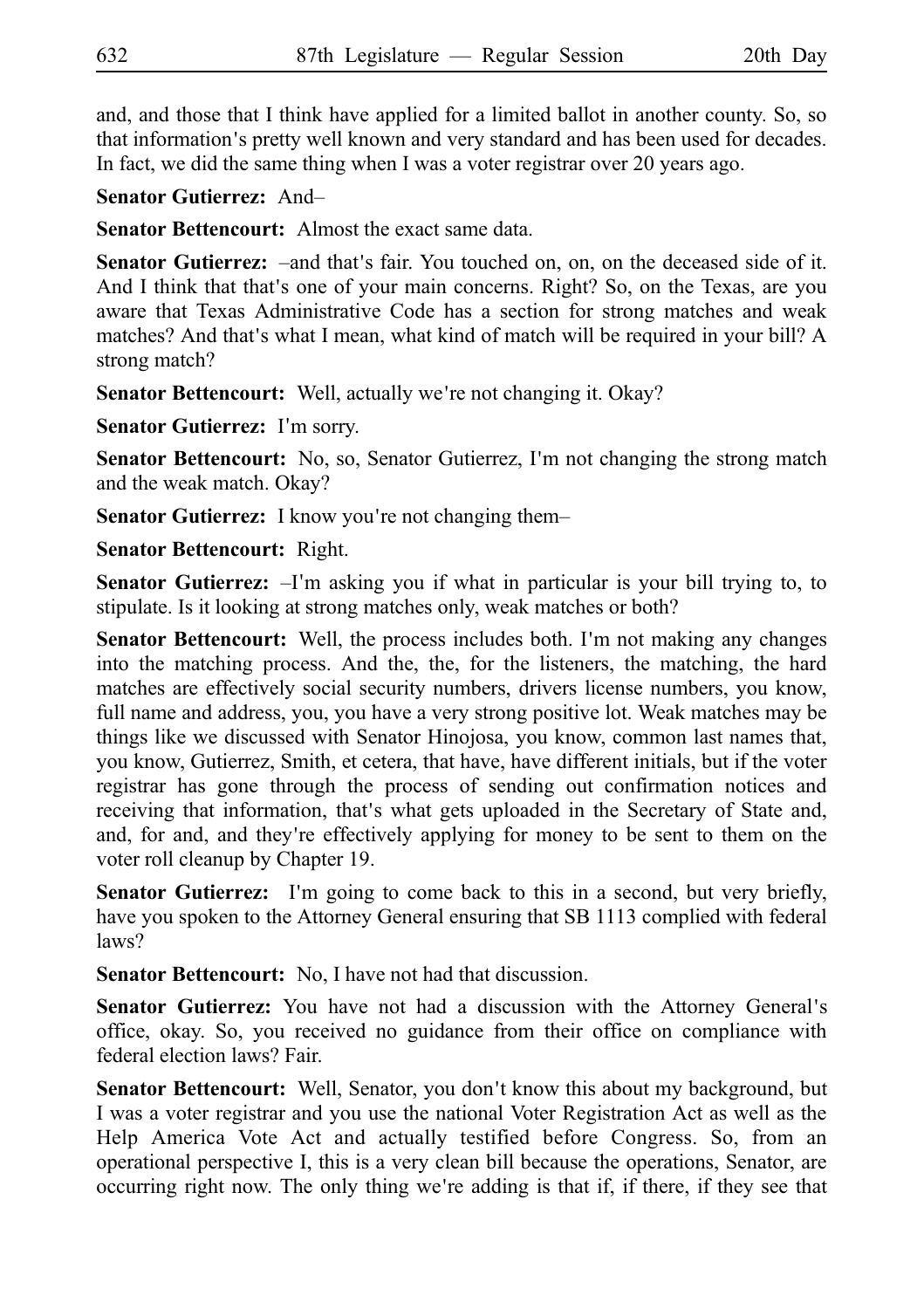and, and those that I think have applied for a limited ballot in another county. So, so that information's pretty well known and very standard and has been used for decades. In fact, we did the same thing when I was a voter registrar over 20 years ago.

**Senator Gutierrez:** And–

**Senator Bettencourt:** Almost the exact same data.

**Senator Gutierrez:** –and that's fair. You touched on, on, on the deceased side of it. And I think that that's one of your main concerns. Right? So, on the Texas, are you aware that Texas Administrative Code has a section for strong matches and weak matches? And that's what I mean, what kind of match will be required in your bill? A strong match?

**Senator Bettencourt:** Well, actually we're not changing it. Okay?

**Senator Gutierrez:** I'm sorry.

**Senator Bettencourt:** No, so, Senator Gutierrez, I'm not changing the strong match and the weak match. Okay?

**Senator Gutierrez:** I know you're not changing them–

**Senator Bettencourt:** Right.

**Senator Gutierrez:** –I'm asking you if what in particular is your bill trying to, to stipulate. Is it looking at strong matches only, weak matches or both?

**Senator Bettencourt:** Well, the process includes both. I'm not making any changes into the matching process. And the, the, for the listeners, the matching, the hard matches are effectively social security numbers, drivers license numbers, you know, full name and address, you, you have a very strong positive lot. Weak matches may be things like we discussed with Senator Hinojosa, you know, common last names that, you know, Gutierrez, Smith, et cetera, that have, have different initials, but if the voter registrar has gone through the process of sending out confirmation notices and receiving that information, that's what gets uploaded in the Secretary of State and, and, for and, and they're effectively applying for money to be sent to them on the voter roll cleanup by Chapter 19.

**Senator Gutierrez:** I'm going to come back to this in a second, but very briefly, have you spoken to the Attorney General ensuring that SB 1113 complied with federal laws?

**Senator Bettencourt:** No, I have not had that discussion.

**Senator Gutierrez:** You have not had a discussion with the Attorney General's office, okay. So, you received no guidance from their office on compliance with federal election laws? Fair.

**Senator Bettencourt:** Well, Senator, you don't know this about my background, but I was a voter registrar and you use the national Voter Registration Act as well as the Help America Vote Act and actually testified before Congress. So, from an operational perspective I, this is a very clean bill because the operations, Senator, are occurring right now. The only thing we're adding is that if, if there, if they see that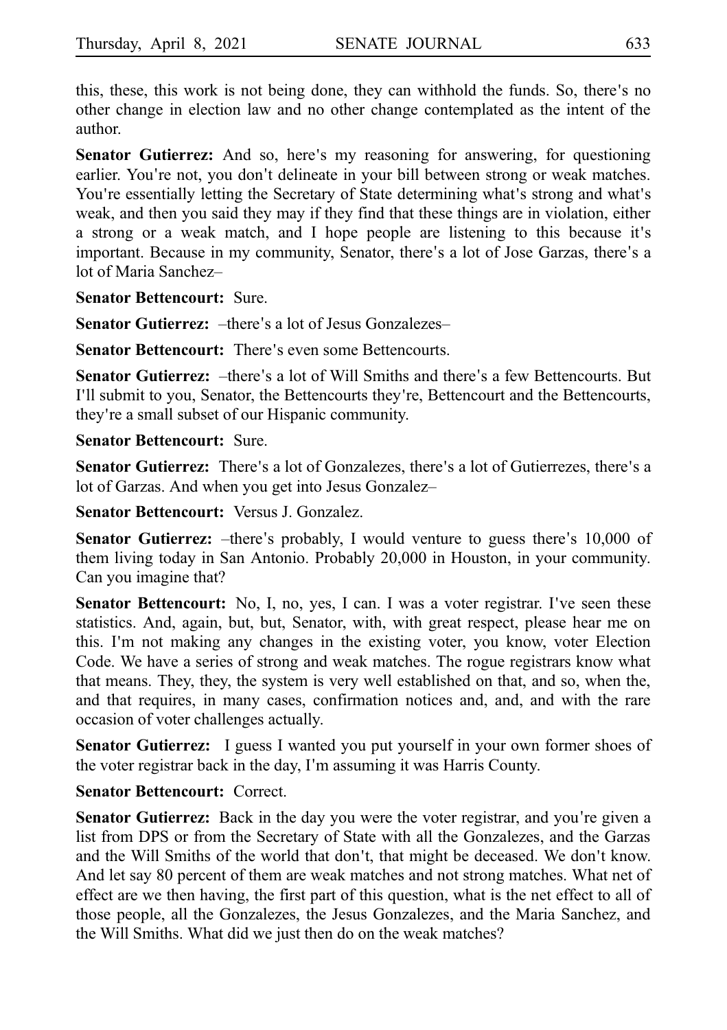this, these, this work is not being done, they can withhold the funds. So, there's no other change in election law and no other change contemplated as the intent of the author.

**Senator Gutierrez:** And so, here's my reasoning for answering, for questioning earlier. You're not, you don't delineate in your bill between strong or weak matches. You're essentially letting the Secretary of State determining what's strong and what's weak, and then you said they may if they find that these things are in violation, either a strong or a weak match, and I hope people are listening to this because it's important. Because in my community, Senator, there's a lot of Jose Garzas, there's a lot of Maria Sanchez–

**Senator Bettencourt:** Sure.

**Senator Gutierrez:** –there's a lot of Jesus Gonzalezes–

**Senator Bettencourt:** There's even some Bettencourts.

**Senator Gutierrez:** –there's a lot of Will Smiths and there's a few Bettencourts. But I'll submit to you, Senator, the Bettencourts they're, Bettencourt and the Bettencourts, they're a small subset of our Hispanic community.

**Senator Bettencourt:** Sure.

**Senator Gutierrez:** There's a lot of Gonzalezes, there's a lot of Gutierrezes, there's a lot of Garzas. And when you get into Jesus Gonzalez–

**Senator Bettencourt:** Versus J. Gonzalez.

**Senator Gutierrez:** –there's probably, I would venture to guess there's 10,000 of them living today in San Antonio. Probably 20,000 in Houston, in your community. Can you imagine that?

**Senator Bettencourt:** No, I, no, yes, I can. I was a voter registrar. I've seen these statistics. And, again, but, but, Senator, with, with great respect, please hear me on this. I'm not making any changes in the existing voter, you know, voter Election Code. We have a series of strong and weak matches. The rogue registrars know what that means. They, they, the system is very well established on that, and so, when the, and that requires, in many cases, confirmation notices and, and, and with the rare occasion of voter challenges actually.

**Senator Gutierrez:** I guess I wanted you put yourself in your own former shoes of the voter registrar back in the day, I'm assuming it was Harris County.

**Senator Bettencourt:** Correct.

**Senator Gutierrez:** Back in the day you were the voter registrar, and you're given a list from DPS or from the Secretary of State with all the Gonzalezes, and the Garzas and the Will Smiths of the world that don't, that might be deceased. We don't know. And let say 80 percent of them are weak matches and not strong matches. What net of effect are we then having, the first part of this question, what is the net effect to all of those people, all the Gonzalezes, the Jesus Gonzalezes, and the Maria Sanchez, and the Will Smiths. What did we just then do on the weak matches?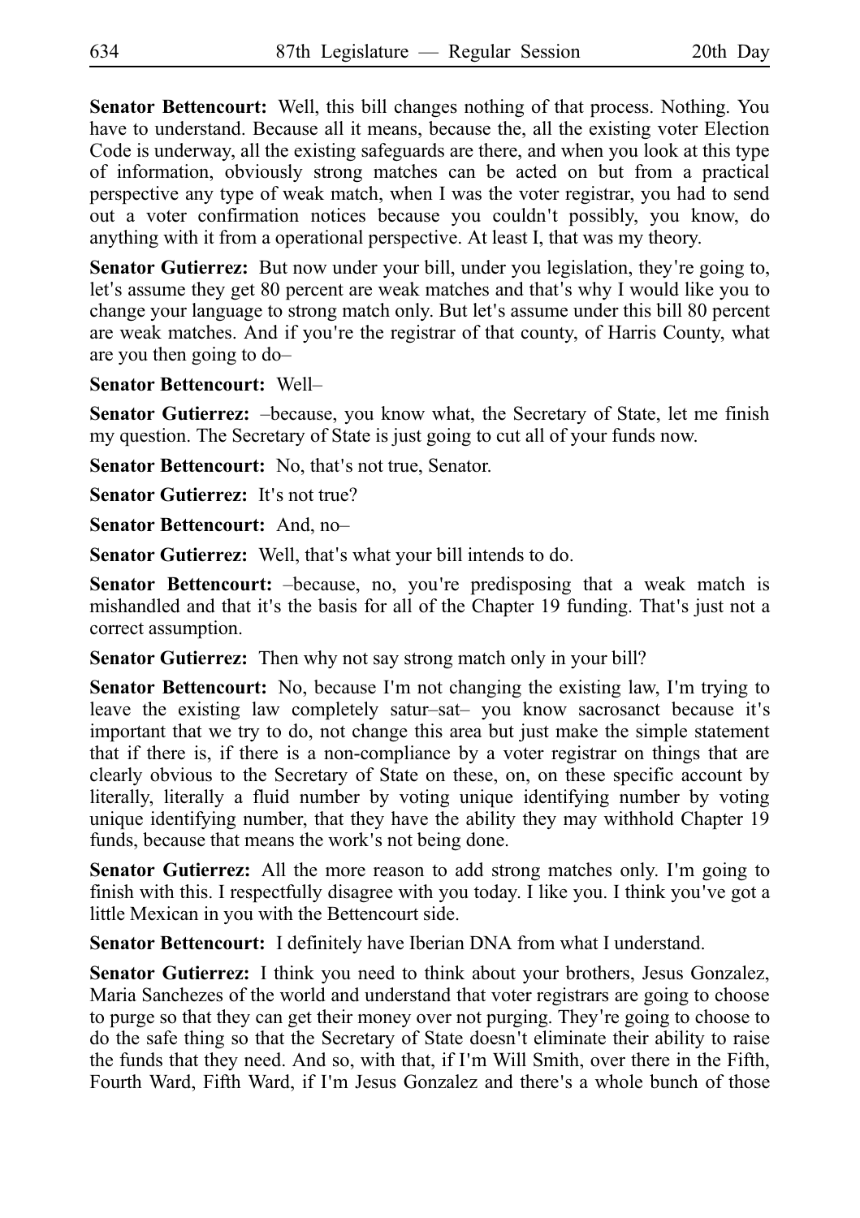**Senator Bettencourt:** Well, this bill changes nothing of that process. Nothing. You have to understand. Because all it means, because the, all the existing voter Election Code is underway, all the existing safeguards are there, and when you look at this type of information, obviously strong matches can be acted on but from a practical perspective any type of weak match, when I was the voter registrar, you had to send out a voter confirmation notices because you couldn't possibly, you know, do anything with it from a operational perspective. At least I, that was my theory.

**Senator Gutierrez:** But now under your bill, under you legislation, they're going to, let's assume they get 80 percent are weak matches and that's why I would like you to change your language to strong match only. But let's assume under this bill 80 percent are weak matches. And if you're the registrar of that county, of Harris County, what are you then going to do–

**Senator Bettencourt:** Well–

**Senator Gutierrez:** –because, you know what, the Secretary of State, let me finish my question. The Secretary of State is just going to cut all of your funds now.

**Senator Bettencourt:** No, that's not true, Senator.

**Senator Gutierrez:** It's not true?

**Senator Bettencourt:** And, no–

**Senator Gutierrez:** Well, that's what your bill intends to do.

**Senator Bettencourt:** –because, no, you're predisposing that a weak match is mishandled and that it's the basis for all of the Chapter 19 funding. That's just not a correct assumption.

**Senator Gutierrez:** Then why not say strong match only in your bill?

**Senator Bettencourt:** No, because I'm not changing the existing law, I'm trying to leave the existing law completely satur–sat– you know sacrosanct because it's important that we try to do, not change this area but just make the simple statement that if there is, if there is a non-compliance by a voter registrar on things that are clearly obvious to the Secretary of State on these, on, on these specific account by literally, literally a fluid number by voting unique identifying number by voting unique identifying number, that they have the ability they may withhold Chapter 19 funds, because that means the work's not being done.

**Senator Gutierrez:** All the more reason to add strong matches only. I'm going to finish with this. I respectfully disagree with you today. I like you. I think you've got a little Mexican in you with the Bettencourt side.

**Senator Bettencourt:** I definitely have Iberian DNA from what I understand.

**Senator Gutierrez:** I think you need to think about your brothers, Jesus Gonzalez, Maria Sanchezes of the world and understand that voter registrars are going to choose to purge so that they can get their money over not purging. They're going to choose to do the safe thing so that the Secretary of State doesn't eliminate their ability to raise the funds that they need. And so, with that, if I'm Will Smith, over there in the Fifth, Fourth Ward, Fifth Ward, if I'm Jesus Gonzalez and there's a whole bunch of those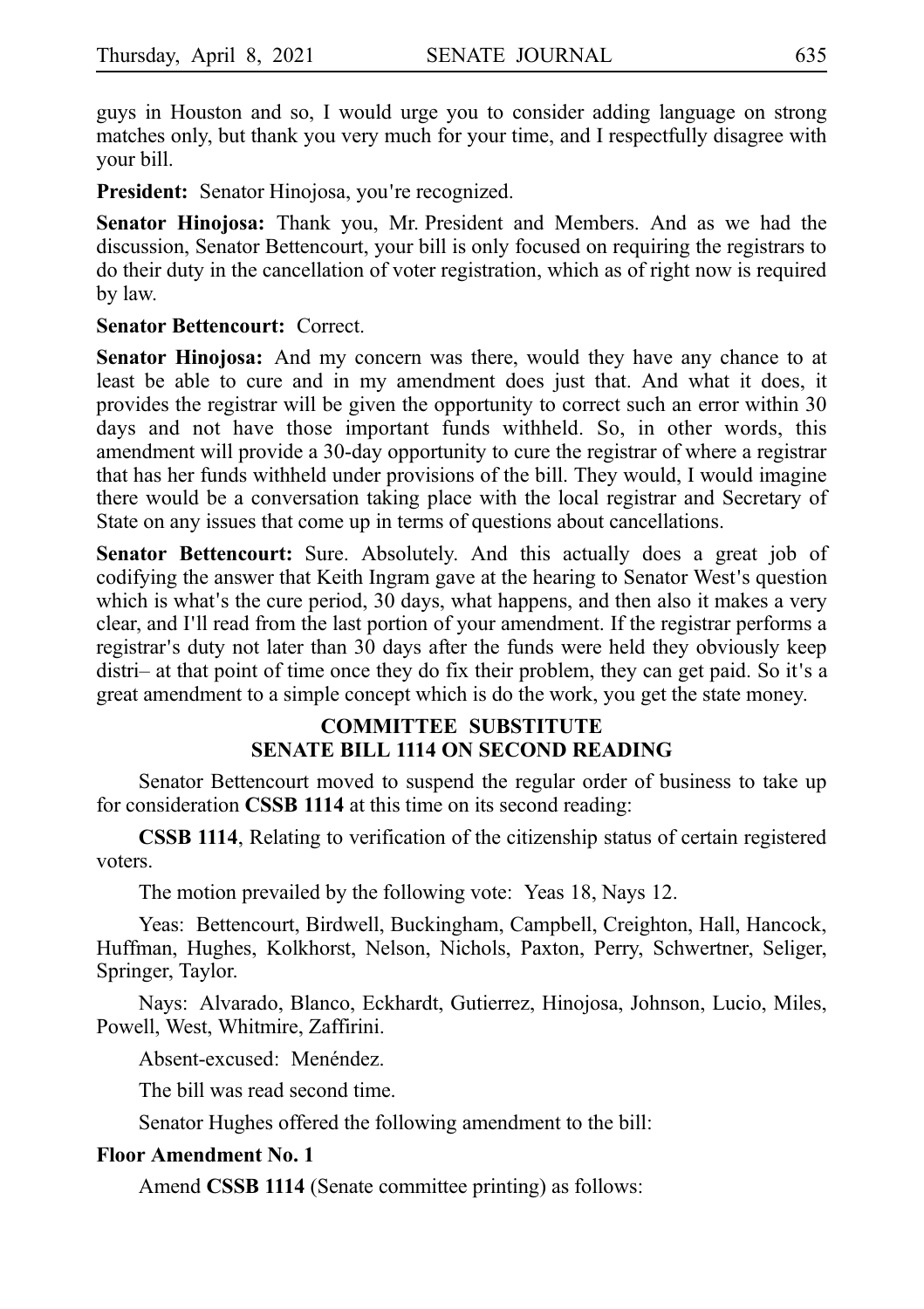guys in Houston and so, I would urge you to consider adding language on strong matches only, but thank you very much for your time, and I respectfully disagree with your bill.

**President:** Senator Hinojosa, you're recognized.

**Senator Hinojosa:** Thank you, Mr. President and Members. And as we had the discussion, Senator Bettencourt, your bill is only focused on requiring the registrars to do their duty in the cancellation of voter registration, which as of right now is required by law.

**Senator Bettencourt:** Correct.

**Senator Hinojosa:** And my concern was there, would they have any chance to at least be able to cure and in my amendment does just that. And what it does, it provides the registrar will be given the opportunity to correct such an error within 30 days and not have those important funds withheld. So, in other words, this amendment will provide a 30-day opportunity to cure the registrar of where a registrar that has her funds withheld under provisions of the bill. They would, I would imagine there would be a conversation taking place with the local registrar and Secretary of State on any issues that come up in terms of questions about cancellations.

**Senator Bettencourt:** Sure. Absolutely. And this actually does a great job of codifying the answer that Keith Ingram gave at the hearing to Senator West's question which is what's the cure period, 30 days, what happens, and then also it makes a very clear, and I'll read from the last portion of your amendment. If the registrar performs a registrar's duty not later than 30 days after the funds were held they obviously keep distri– at that point of time once they do fix their problem, they can get paid. So it's a great amendment to a simple concept which is do the work, you get the state money.

## COMMITTEE SUBSTITUTE SENATE BILL 1114 ON SECOND READING

Senator Bettencourt moved to suspend the regular order of business to take up for consideration **CSSB 1114** at this time on its second reading:

**CSSB 1114**, Relating to verification of the citizenship status of certain registered voters.

The motion prevailed by the following vote: Yeas 18, Nays 12.

Yeas: Bettencourt, Birdwell, Buckingham, Campbell, Creighton, Hall, Hancock, Huffman, Hughes, Kolkhorst, Nelson, Nichols, Paxton, Perry, Schwertner, Seliger, Springer, Taylor.

Nays: Alvarado, Blanco, Eckhardt, Gutierrez, Hinojosa, Johnson, Lucio, Miles, Powell, West, Whitmire, Zaffirini.

Absent-excused: Menéndez.

The bill was read second time.

Senator Hughes offered the following amendment to the bill:

**Floor Amendment No. 1**

Amend **CSSB 1114** (Senate committee printing) as follows: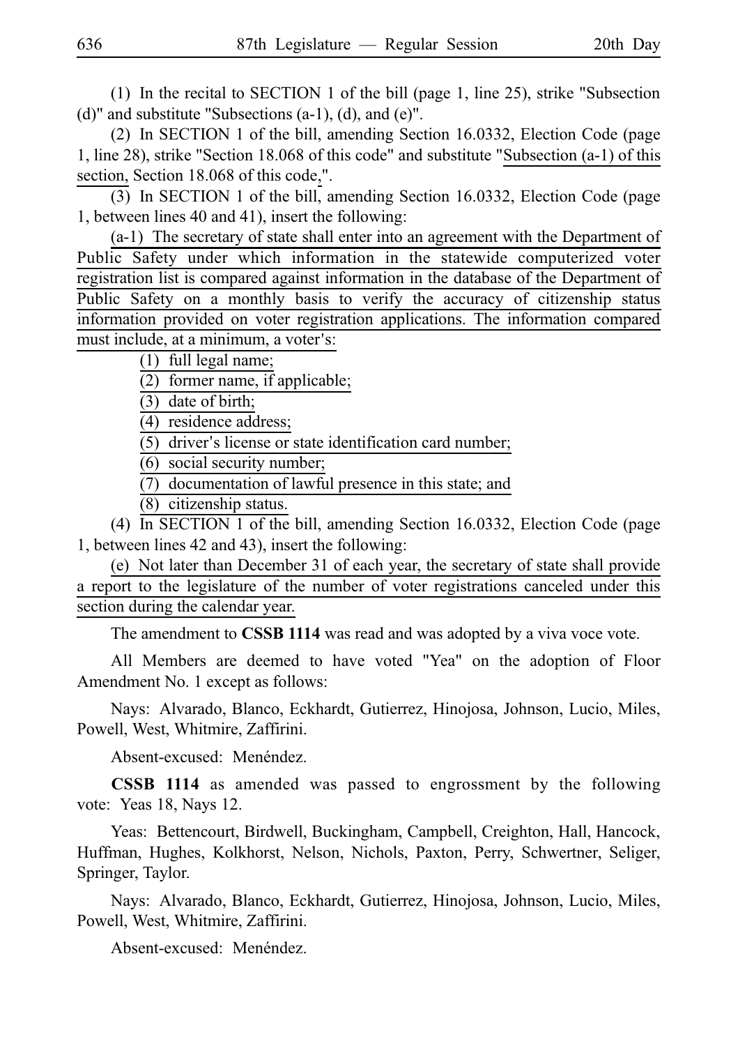(1) In the recital to SECTION 1 of the bill (page 1, line 25), strike "Subsection (d)" and substitute "Subsections (a-1), (d), and (e)".

(2) In SECTION 1 of the bill, amending Section 16.0332, Election Code (page 1, line 28), strike "Section 18.068 of this code" and substitute "Subsection (a-1) of this section, Section 18.068 of this code,".

(3) In SECTION 1 of the bill, amending Section 16.0332, Election Code (page 1, between lines 40 and 41), insert the following:

(a-1) The secretary of state shall enter into an agreement with the Department of Public Safety under which information in the statewide computerized voter registration list is compared against information in the database of the Department of Public Safety on a monthly basis to verify the accuracy of citizenship status information provided on voter registration applications. The information compared must include, at a minimum, a voter's:

(1) full legal name;

(2) former name, if applicable;

(3) date of birth;

(4) residence address;

(5) driver's license or state identification card number;

(6) social security number;

(7) documentation of lawful presence in this state; and

(8) citizenship status.

(4) In SECTION 1 of the bill, amending Section 16.0332, Election Code (page 1, between lines 42 and 43), insert the following:

(e) Not later than December 31 of each year, the secretary of state shall provide a report to the legislature of the number of voter registrations canceled under this section during the calendar year.

The amendment to **CSSB 1114** was read and was adopted by a viva voce vote.

All Members are deemed to have voted "Yea" on the adoption of Floor Amendment No. 1 except as follows:

Nays: Alvarado, Blanco, Eckhardt, Gutierrez, Hinojosa, Johnson, Lucio, Miles, Powell, West, Whitmire, Zaffirini.

Absent-excused: Menéndez.

**CSSB 1114** as amended was passed to engrossment by the following vote: Yeas 18, Nays 12.

Yeas: Bettencourt, Birdwell, Buckingham, Campbell, Creighton, Hall, Hancock, Huffman, Hughes, Kolkhorst, Nelson, Nichols, Paxton, Perry, Schwertner, Seliger, Springer, Taylor.

Nays: Alvarado, Blanco, Eckhardt, Gutierrez, Hinojosa, Johnson, Lucio, Miles, Powell, West, Whitmire, Zaffirini.

Absent-excused: Menéndez.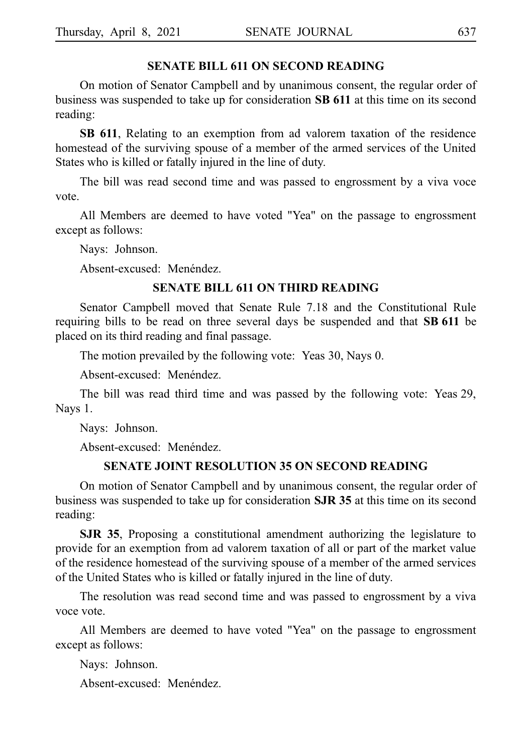## SENATE BILL 611 ON SECOND READING

On motion of Senator Campbell and by unanimous consent, the regular order of business was suspended to take up for consideration **SB 611** at this time on its second reading:

**SB 611**, Relating to an exemption from ad valorem taxation of the residence homestead of the surviving spouse of a member of the armed services of the United States who is killed or fatally injured in the line of duty.

The bill was read second time and was passed to engrossment by a viva voce vote.

All Members are deemed to have voted "Yea" on the passage to engrossment except as follows:

Nays: Johnson.

Absent-excused: Menéndez.

## SENATE BILL 611 ON THIRD READING

Senator Campbell moved that Senate Rule 7.18 and the Constitutional Rule requiring bills to be read on three several days be suspended and that **SB 611** be placed on its third reading and final passage.

The motion prevailed by the following vote: Yeas 30, Nays 0.

Absent-excused: Menéndez.

The bill was read third time and was passed by the following vote: Yeas 29, Nays 1.

Nays: Johnson.

Absent-excused: Menéndez.

## SENATE JOINT RESOLUTION 35 ON SECOND READING

On motion of Senator Campbell and by unanimous consent, the regular order of business was suspended to take up for consideration **SJR 35** at this time on its second reading:

**SJR 35**, Proposing a constitutional amendment authorizing the legislature to provide for an exemption from ad valorem taxation of all or part of the market value of the residence homestead of the surviving spouse of a member of the armed services of the United States who is killed or fatally injured in the line of duty.

The resolution was read second time and was passed to engrossment by a viva voce vote.

All Members are deemed to have voted "Yea" on the passage to engrossment except as follows:

Nays: Johnson.

Absent-excused: Menéndez.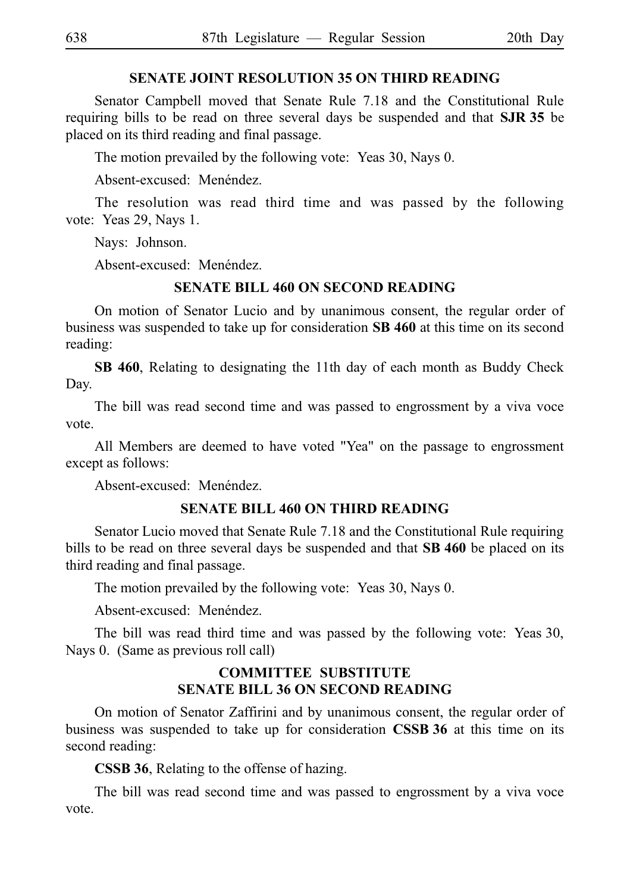## SENATE JOINT RESOLUTION 35 ON THIRD READING

Senator Campbell moved that Senate Rule 7.18 and the Constitutional Rule requiring bills to be read on three several days be suspended and that **SJR 35** be placed on its third reading and final passage.

The motion prevailed by the following vote: Yeas 30, Nays 0.

Absent-excused: Menéndez.

The resolution was read third time and was passed by the following vote: Yeas 29, Nays 1.

Nays: Johnson.

Absent-excused: Menéndez.

## SENATE BILL 460 ON SECOND READING

On motion of Senator Lucio and by unanimous consent, the regular order of business was suspended to take up for consideration **SB 460** at this time on its second reading:

**SB 460**, Relating to designating the 11th day of each month as Buddy Check Day.

The bill was read second time and was passed to engrossment by a viva voce vote.

All Members are deemed to have voted "Yea" on the passage to engrossment except as follows:

Absent-excused: Menéndez.

## SENATE BILL 460 ON THIRD READING

Senator Lucio moved that Senate Rule 7.18 and the Constitutional Rule requiring bills to be read on three several days be suspended and that **SB 460** be placed on its third reading and final passage.

The motion prevailed by the following vote: Yeas 30, Nays 0.

Absent-excused: Menéndez.

The bill was read third time and was passed by the following vote: Yeas 30, Nays 0. (Same as previous roll call)

## COMMITTEE SUBSTITUTE SENATE BILL 36 ON SECOND READING

On motion of Senator Zaffirini and by unanimous consent, the regular order of business was suspended to take up for consideration **CSSB 36** at this time on its second reading:

**CSSB 36**, Relating to the offense of hazing.

The bill was read second time and was passed to engrossment by a viva voce vote.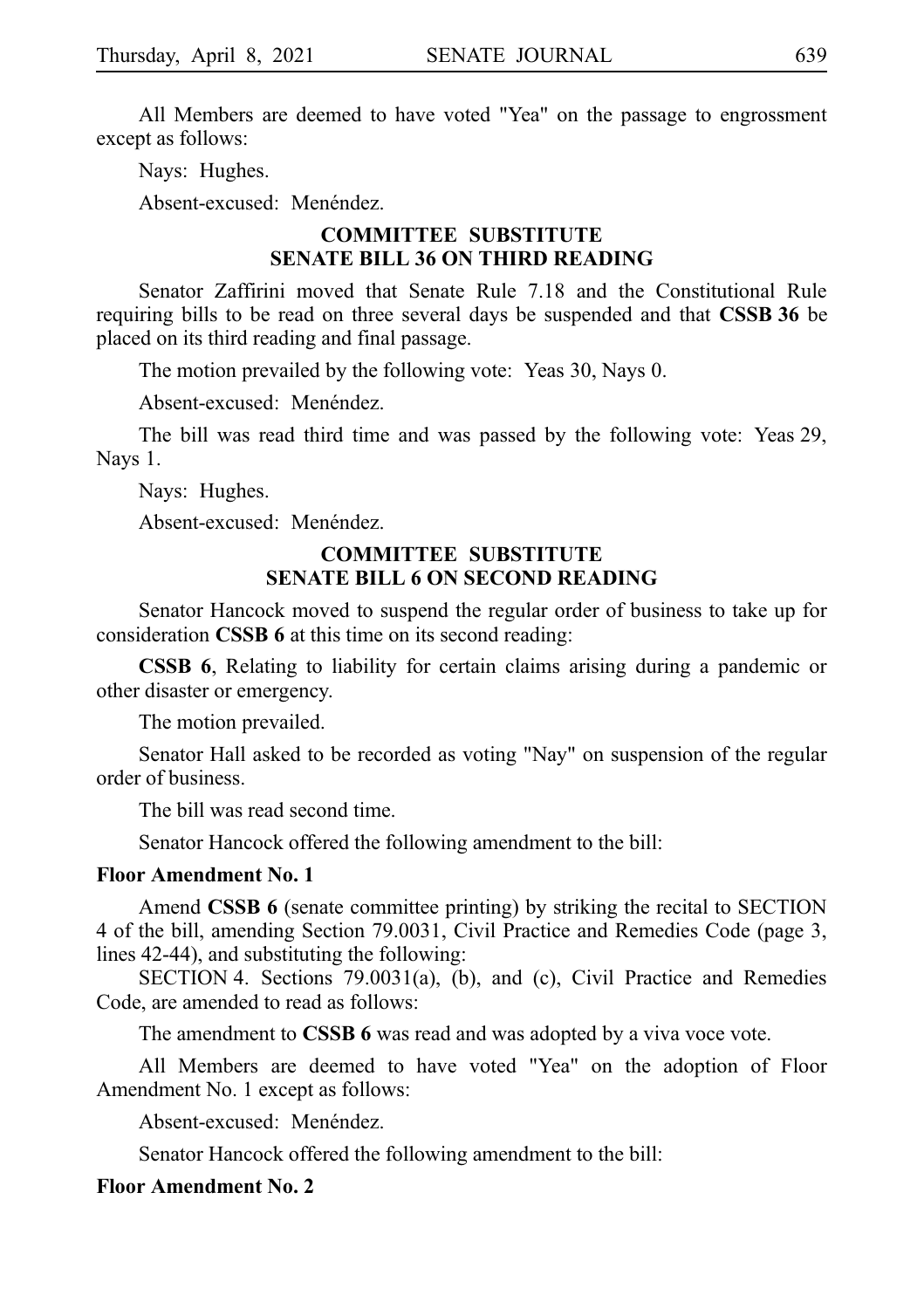All Members are deemed to have voted "Yea" on the passage to engrossment except as follows:

Nays: Hughes.

Absent-excused: Menéndez.

## COMMITTEE SUBSTITUTE SENATE BILL 36 ON THIRD READING

Senator Zaffirini moved that Senate Rule 7.18 and the Constitutional Rule requiring bills to be read on three several days be suspended and that **CSSB 36** be placed on its third reading and final passage.

The motion prevailed by the following vote: Yeas 30, Nays 0.

Absent-excused: Menéndez.

The bill was read third time and was passed by the following vote: Yeas 29, Nays 1.

Nays: Hughes.

Absent-excused: Menéndez.

## COMMITTEE SUBSTITUTE SENATE BILL 6 ON SECOND READING

Senator Hancock moved to suspend the regular order of business to take up for consideration **CSSB 6** at this time on its second reading:

**CSSB 6**, Relating to liability for certain claims arising during a pandemic or other disaster or emergency.

The motion prevailed.

Senator Hall asked to be recorded as voting "Nay" on suspension of the regular order of business.

The bill was read second time.

Senator Hancock offered the following amendment to the bill:

**Floor Amendment No. 1**

Amend **CSSB 6** (senate committee printing) by striking the recital to SECTION 4 of the bill, amending Section 79.0031, Civil Practice and Remedies Code (page 3, lines 42-44), and substituting the following:

SECTION 4. Sections 79.0031(a), (b), and (c), Civil Practice and Remedies Code, are amended to read as follows:

The amendment to **CSSB 6** was read and was adopted by a viva voce vote.

All Members are deemed to have voted "Yea" on the adoption of Floor Amendment No. 1 except as follows:

Absent-excused: Menéndez.

Senator Hancock offered the following amendment to the bill:

**Floor Amendment No. 2**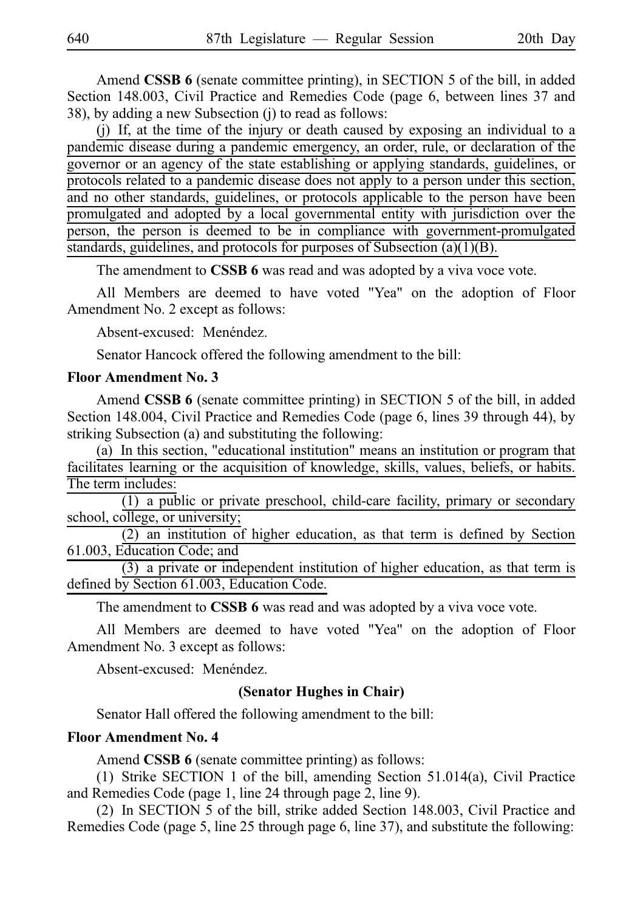Amend **CSSB 6** (senate committee printing), in SECTION 5 of the bill, in added Section 148.003, Civil Practice and Remedies Code (page 6, between lines 37 and 38), by adding a new Subsection (j) to read as follows:

(j) If, at the time of the injury or death caused by exposing an individual to a pandemic disease during a pandemic emergency, an order, rule, or declaration of the governor or an agency of the state establishing or applying standards, guidelines, or protocols related to a pandemic disease does not apply to a person under this section, and no other standards, guidelines, or protocols applicable to the person have been promulgated and adopted by a local governmental entity with jurisdiction over the person, the person is deemed to be in compliance with government-promulgated standards, guidelines, and protocols for purposes of Subsection (a)(1)(B).

The amendment to **CSSB 6** was read and was adopted by a viva voce vote.

All Members are deemed to have voted "Yea" on the adoption of Floor Amendment No. 2 except as follows:

Absent-excused: Menéndez.

Senator Hancock offered the following amendment to the bill:

**Floor Amendment No. 3**

Amend **CSSB 6** (senate committee printing) in SECTION 5 of the bill, in added Section 148.004, Civil Practice and Remedies Code (page 6, lines 39 through 44), by striking Subsection (a) and substituting the following:

(a) In this section, "educational institution" means an institution or program that facilitates learning or the acquisition of knowledge, skills, values, beliefs, or habits. The term includes:

(1) a public or private preschool, child-care facility, primary or secondary school, college, or university;

(2) an institution of higher education, as that term is defined by Section 61.003, Education Code; and

(3) a private or independent institution of higher education, as that term is defined by Section 61.003, Education Code.

The amendment to **CSSB 6** was read and was adopted by a viva voce vote.

All Members are deemed to have voted "Yea" on the adoption of Floor Amendment No. 3 except as follows:

Absent-excused: Menéndez.

**(Senator Hughes in Chair)**

Senator Hall offered the following amendment to the bill:

**Floor Amendment No. 4**

Amend **CSSB 6** (senate committee printing) as follows:

(1) Strike SECTION 1 of the bill, amending Section 51.014(a), Civil Practice and Remedies Code (page 1, line 24 through page 2, line 9).

(2) In SECTION 5 of the bill, strike added Section 148.003, Civil Practice and Remedies Code (page 5, line 25 through page 6, line 37), and substitute the following: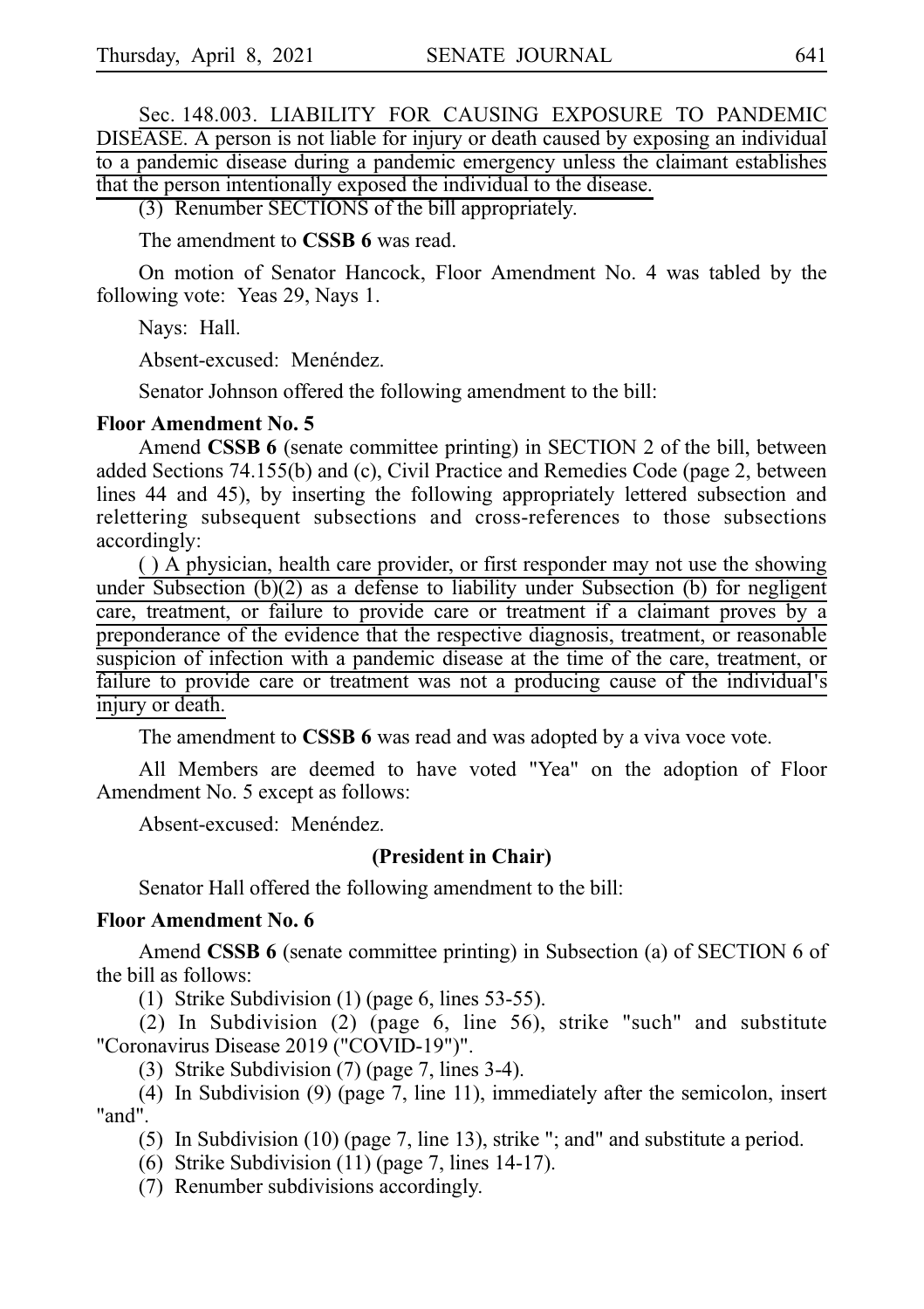Sec. 148.003. LIABILITY FOR CAUSING EXPOSURE TO PANDEMIC DISEASE. A person is not liable for injury or death caused by exposing an individual to a pandemic disease during a pandemic emergency unless the claimant establishes that the person intentionally exposed the individual to the disease.

(3) Renumber SECTIONS of the bill appropriately.

The amendment to **CSSB 6** was read.

On motion of Senator Hancock, Floor Amendment No. 4 was tabled by the following vote: Yeas 29, Nays 1.

Nays: Hall.

Absent-excused: Menéndez.

Senator Johnson offered the following amendment to the bill:

**Floor Amendment No. 5**

Amend **CSSB 6** (senate committee printing) in SECTION 2 of the bill, between added Sections 74.155(b) and (c), Civil Practice and Remedies Code (page 2, between lines 44 and 45), by inserting the following appropriately lettered subsection and relettering subsequent subsections and cross-references to those subsections accordingly:

( ) A physician, health care provider, or first responder may not use the showing under Subsection (b)(2) as a defense to liability under Subsection (b) for negligent care, treatment, or failure to provide care or treatment if a claimant proves by a preponderance of the evidence that the respective diagnosis, treatment, or reasonable suspicion of infection with a pandemic disease at the time of the care, treatment, or failure to provide care or treatment was not a producing cause of the individual's injury or death.

The amendment to **CSSB 6** was read and was adopted by a viva voce vote.

All Members are deemed to have voted "Yea" on the adoption of Floor Amendment No. 5 except as follows:

Absent-excused: Menéndez.

**(President in Chair)**

Senator Hall offered the following amendment to the bill:

**Floor Amendment No. 6**

Amend **CSSB 6** (senate committee printing) in Subsection (a) of SECTION 6 of the bill as follows:

(1) Strike Subdivision (1) (page 6, lines 53-55).

(2) In Subdivision (2) (page 6, line 56), strike "such" and substitute "Coronavirus Disease 2019 ("COVID-19")".

(3) Strike Subdivision (7) (page 7, lines 3-4).

(4) In Subdivision (9) (page 7, line 11), immediately after the semicolon, insert "and".

(5) In Subdivision (10) (page 7, line 13), strike "; and" and substitute a period.

(6) Strike Subdivision (11) (page 7, lines 14-17).

(7) Renumber subdivisions accordingly.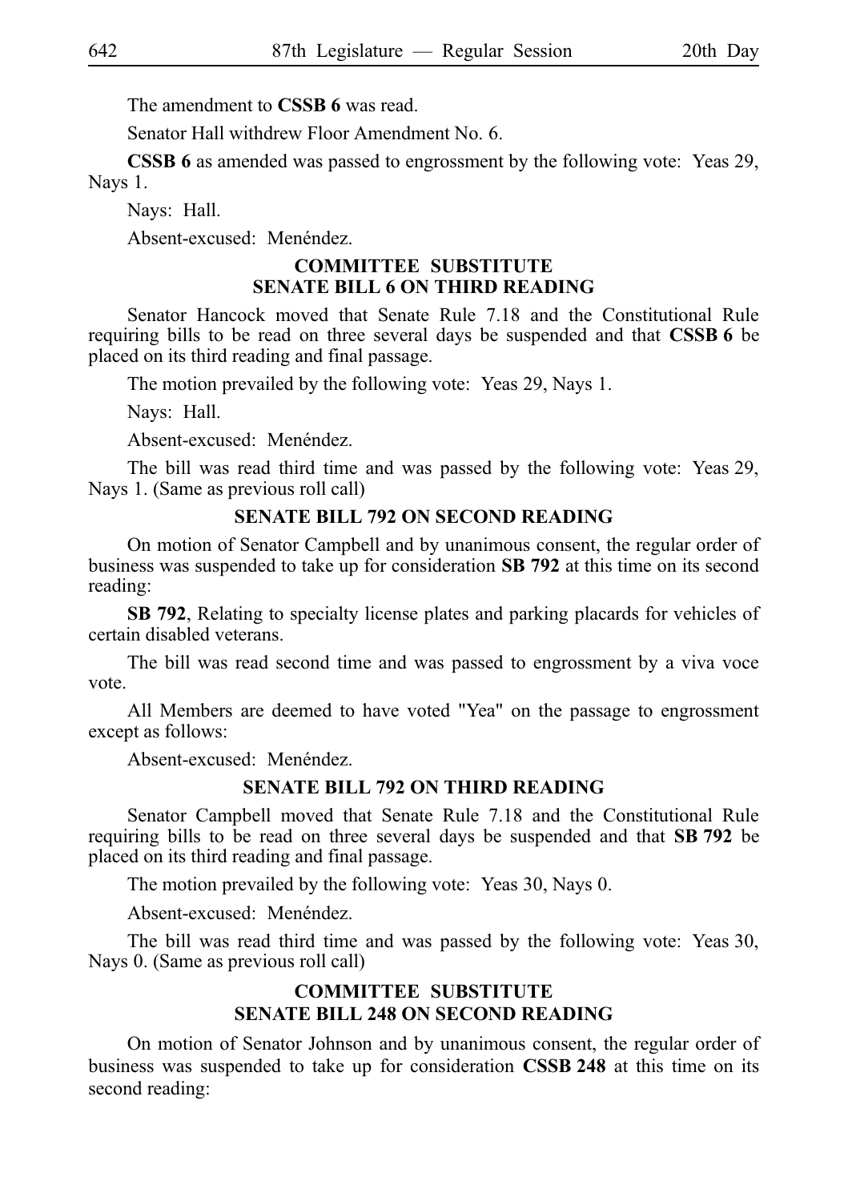The amendment to **CSSB 6** was read.

Senator Hall withdrew Floor Amendment No. 6.

**CSSB 6** as amended was passed to engrossment by the following vote: Yeas 29, Nays 1.

Nays: Hall.

Absent-excused: Menéndez.

### COMMITTEE SUBSTITUTE SENATE BILL 6 ON THIRD READING

Senator Hancock moved that Senate Rule 7.18 and the Constitutional Rule requiring bills to be read on three several days be suspended and that **CSSB 6** be placed on its third reading and final passage.

The motion prevailed by the following vote: Yeas 29, Nays 1.

Nays: Hall.

Absent-excused: Menéndez.

The bill was read third time and was passed by the following vote: Yeas 29, Nays 1. (Same as previous roll call)

### SENATE BILL 792 ON SECOND READING

On motion of Senator Campbell and by unanimous consent, the regular order of business was suspended to take up for consideration **SB 792** at this time on its second reading:

**SB 792**, Relating to specialty license plates and parking placards for vehicles of certain disabled veterans.

The bill was read second time and was passed to engrossment by a viva voce vote.

All Members are deemed to have voted "Yea" on the passage to engrossment except as follows:

Absent-excused: Menéndez.

### SENATE BILL 792 ON THIRD READING

Senator Campbell moved that Senate Rule 7.18 and the Constitutional Rule requiring bills to be read on three several days be suspended and that **SB 792** be placed on its third reading and final passage.

The motion prevailed by the following vote: Yeas 30, Nays 0.

Absent-excused: Menéndez.

The bill was read third time and was passed by the following vote: Yeas 30, Nays 0. (Same as previous roll call)

### COMMITTEE SUBSTITUTE SENATE BILL 248 ON SECOND READING

On motion of Senator Johnson and by unanimous consent, the regular order of business was suspended to take up for consideration **CSSB 248** at this time on its second reading: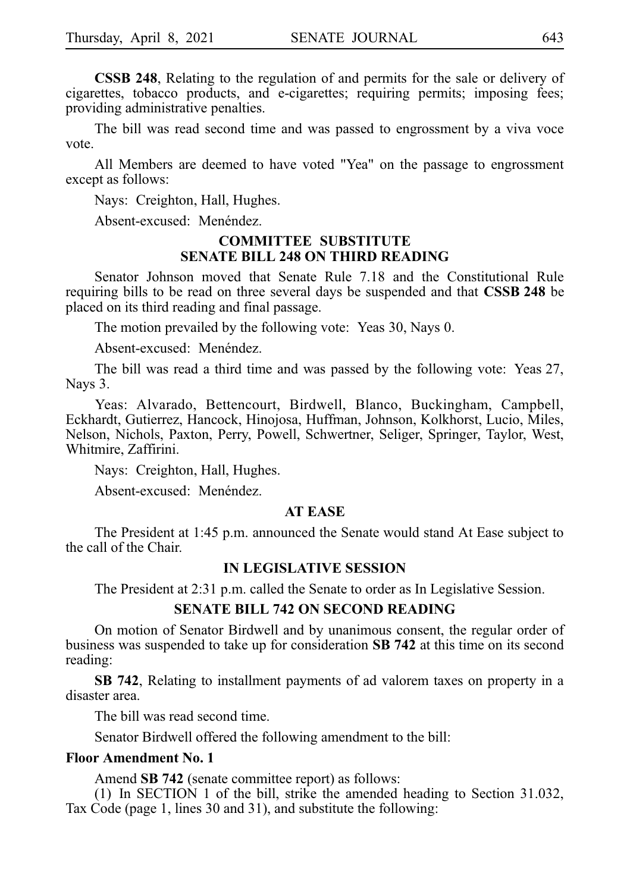**CSSB 248**, Relating to the regulation of and permits for the sale or delivery of cigarettes, tobacco products, and e-cigarettes; requiring permits; imposing fees; providing administrative penalties.

The bill was read second time and was passed to engrossment by a viva voce vote.

All Members are deemed to have voted "Yea" on the passage to engrossment except as follows:

Nays: Creighton, Hall, Hughes.

Absent-excused: Menéndez.

### COMMITTEE SUBSTITUTE SENATE BILL 248 ON THIRD READING

Senator Johnson moved that Senate Rule 7.18 and the Constitutional Rule requiring bills to be read on three several days be suspended and that **CSSB 248** be placed on its third reading and final passage.

The motion prevailed by the following vote: Yeas 30, Nays 0.

Absent-excused: Menéndez.

The bill was read a third time and was passed by the following vote: Yeas 27, Nays 3.

Yeas: Alvarado, Bettencourt, Birdwell, Blanco, Buckingham, Campbell, Eckhardt, Gutierrez, Hancock, Hinojosa, Huffman, Johnson, Kolkhorst, Lucio, Miles, Nelson, Nichols, Paxton, Perry, Powell, Schwertner, Seliger, Springer, Taylor, West, Whitmire, Zaffirini.

Nays: Creighton, Hall, Hughes.

Absent-excused: Menéndez.

### AT EASE

The President at 1:45 p.m. announced the Senate would stand At Ease subject to the call of the Chair.

### IN LEGISLATIVE SESSION

The President at 2:31 p.m. called the Senate to order as In Legislative Session.

### SENATE BILL 742 ON SECOND READING

On motion of Senator Birdwell and by unanimous consent, the regular order of business was suspended to take up for consideration **SB 742** at this time on its second reading:

**SB 742**, Relating to installment payments of ad valorem taxes on property in a disaster area.

The bill was read second time.

Senator Birdwell offered the following amendment to the bill:

**Floor Amendment No. 1**

Amend **SB 742** (senate committee report) as follows:

(1) In SECTION 1 of the bill, strike the amended heading to Section 31.032, Tax Code (page 1, lines 30 and 31), and substitute the following: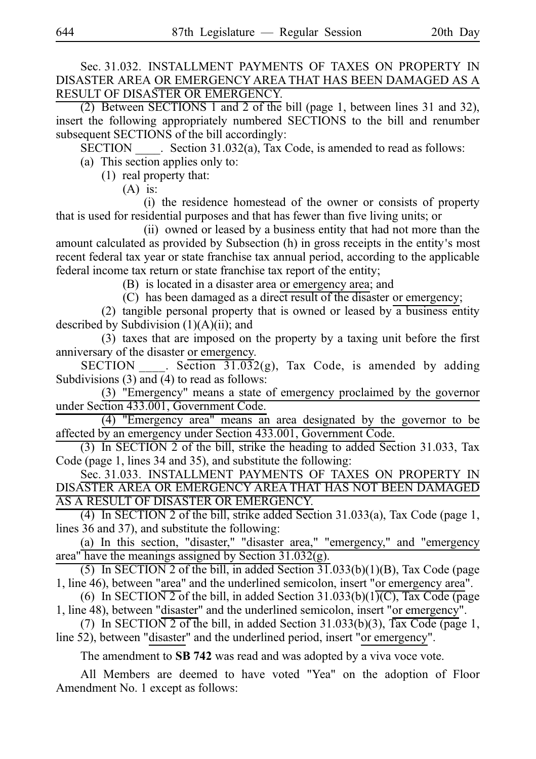Sec. 31.032. INSTALLMENT PAYMENTS OF TAXES ON PROPERTY IN DISASTER AREA OR EMERGENCY AREA THAT HAS BEEN DAMAGED AS A RESULT OF DISASTER OR EMERGENCY.

(2) Between SECTIONS 1 and 2 of the bill (page 1, between lines 31 and 32), insert the following appropriately numbered SECTIONS to the bill and renumber subsequent SECTIONS of the bill accordingly:

SECTION \_\_\_\_. Section 31.032(a), Tax Code, is amended to read as follows:

(a) This section applies only to:

(1) real property that:

(A) is:

(i) the residence homestead of the owner or consists of property that is used for residential purposes and that has fewer than five living units; or

(ii) owned or leased by a business entity that had not more than the amount calculated as provided by Subsection (h) in gross receipts in the entity's most recent federal tax year or state franchise tax annual period, according to the applicable federal income tax return or state franchise tax report of the entity;

(B) is located in a disaster area or emergency area; and

(C) has been damaged as a direct result of the disaster or emergency;

(2) tangible personal property that is owned or leased by a business entity described by Subdivision (1)(A)(ii); and

(3) taxes that are imposed on the property by a taxing unit before the first anniversary of the disaster or emergency.

SECTION \_\_\_\_. Section 31.032(g), Tax Code, is amended by adding Subdivisions (3) and (4) to read as follows:

(3) "Emergency" means a state of emergency proclaimed by the governor under Section 433.001, Government Code.

(4) "Emergency area" means an area designated by the governor to be affected by an emergency under Section 433.001, Government Code.

(3) In SECTION 2 of the bill, strike the heading to added Section 31.033, Tax Code (page 1, lines 34 and 35), and substitute the following:

Sec. 31.033. INSTALLMENT PAYMENTS OF TAXES ON PROPERTY IN DISASTER AREA OR EMERGENCY AREA THAT HAS NOT BEEN DAMAGED AS A RESULT OF DISASTER OR EMERGENCY.

(4) In SECTION 2 of the bill, strike added Section 31.033(a), Tax Code (page 1, lines 36 and 37), and substitute the following:

(a) In this section, "disaster," "disaster area," "emergency," and "emergency area" have the meanings assigned by Section 31.032(g).

(5) In SECTION 2 of the bill, in added Section 31.033(b)(1)(B), Tax Code (page 1, line 46), between "area" and the underlined semicolon, insert "or emergency area".

(6) In SECTION 2 of the bill, in added Section 31.033(b)(1)(C), Tax Code (page 1, line 48), between "disaster" and the underlined semicolon, insert "or emergency".

(7) In SECTION 2 of the bill, in added Section 31.033(b)(3), Tax Code (page 1, line 52), between "disaster" and the underlined period, insert "or emergency".

The amendment to **SB 742** was read and was adopted by a viva voce vote.

All Members are deemed to have voted "Yea" on the adoption of Floor Amendment No. 1 except as follows: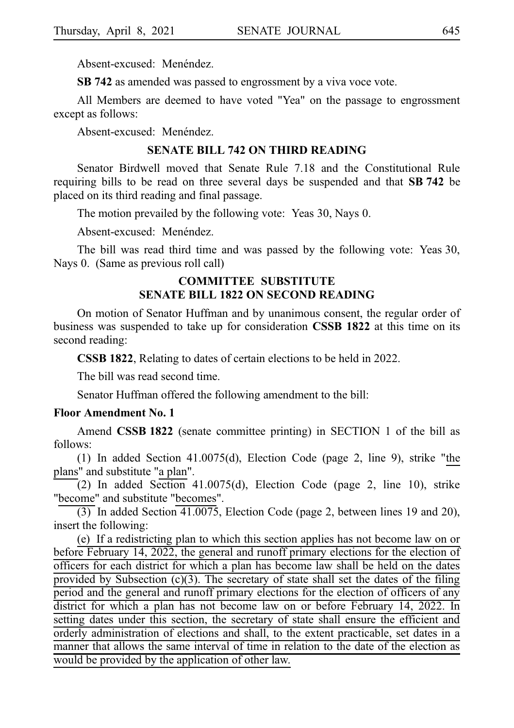Absent-excused: Menéndez.

**SB 742** as amended was passed to engrossment by a viva voce vote.

All Members are deemed to have voted "Yea" on the passage to engrossment except as follows:

Absent-excused: Menéndez.

## SENATE BILL 742 ON THIRD READING

Senator Birdwell moved that Senate Rule 7.18 and the Constitutional Rule requiring bills to be read on three several days be suspended and that **SB 742** be placed on its third reading and final passage.

The motion prevailed by the following vote: Yeas 30, Nays 0.

Absent-excused: Menéndez.

The bill was read third time and was passed by the following vote: Yeas 30, Nays 0. (Same as previous roll call)

## COMMITTEE SUBSTITUTE SENATE BILL 1822 ON SECOND READING

On motion of Senator Huffman and by unanimous consent, the regular order of business was suspended to take up for consideration **CSSB 1822** at this time on its second reading:

**CSSB 1822**, Relating to dates of certain elections to be held in 2022.

The bill was read second time.

Senator Huffman offered the following amendment to the bill:

**Floor Amendment No. 1**

Amend **CSSB 1822** (senate committee printing) in SECTION 1 of the bill as follows:

(1) In added Section 41.0075(d), Election Code (page 2, line 9), strike "the plans" and substitute "a plan".

(2) In added Section 41.0075(d), Election Code (page 2, line 10), strike "become" and substitute "becomes".

(3) In added Section 41.0075, Election Code (page 2, between lines 19 and 20), insert the following:

(e) If a redistricting plan to which this section applies has not become law on or before February 14, 2022, the general and runoff primary elections for the election of officers for each district for which a plan has become law shall be held on the dates provided by Subsection (c)(3). The secretary of state shall set the dates of the filing period and the general and runoff primary elections for the election of officers of any district for which a plan has not become law on or before February 14, 2022. In setting dates under this section, the secretary of state shall ensure the efficient and orderly administration of elections and shall, to the extent practicable, set dates in a manner that allows the same interval of time in relation to the date of the election as would be provided by the application of other law.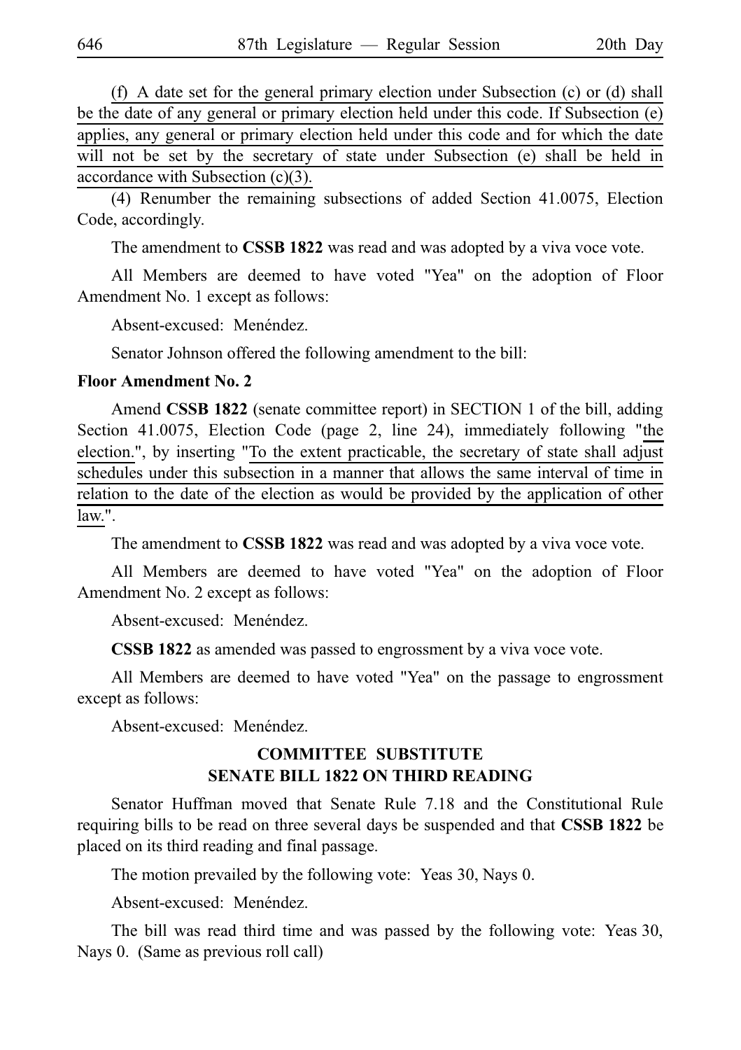(f) A date set for the general primary election under Subsection (c) or (d) shall be the date of any general or primary election held under this code. If Subsection (e) applies, any general or primary election held under this code and for which the date will not be set by the secretary of state under Subsection (e) shall be held in accordance with Subsection (c)(3).

(4) Renumber the remaining subsections of added Section 41.0075, Election Code, accordingly.

The amendment to **CSSB 1822** was read and was adopted by a viva voce vote.

All Members are deemed to have voted "Yea" on the adoption of Floor Amendment No. 1 except as follows:

Absent-excused: Menéndez.

Senator Johnson offered the following amendment to the bill:

**Floor Amendment No. 2**

Amend **CSSB 1822** (senate committee report) in SECTION 1 of the bill, adding Section 41.0075, Election Code (page 2, line 24), immediately following "the election.", by inserting "To the extent practicable, the secretary of state shall adjust schedules under this subsection in a manner that allows the same interval of time in relation to the date of the election as would be provided by the application of other law.".

The amendment to **CSSB 1822** was read and was adopted by a viva voce vote.

All Members are deemed to have voted "Yea" on the adoption of Floor Amendment No. 2 except as follows:

Absent-excused: Menéndez.

**CSSB 1822** as amended was passed to engrossment by a viva voce vote.

All Members are deemed to have voted "Yea" on the passage to engrossment except as follows:

Absent-excused: Menéndez.

## COMMITTEE SUBSTITUTE SENATE BILL 1822 ON THIRD READING

Senator Huffman moved that Senate Rule 7.18 and the Constitutional Rule requiring bills to be read on three several days be suspended and that **CSSB 1822** be placed on its third reading and final passage.

The motion prevailed by the following vote: Yeas 30, Nays 0.

Absent-excused: Menéndez.

The bill was read third time and was passed by the following vote: Yeas 30, Nays 0. (Same as previous roll call)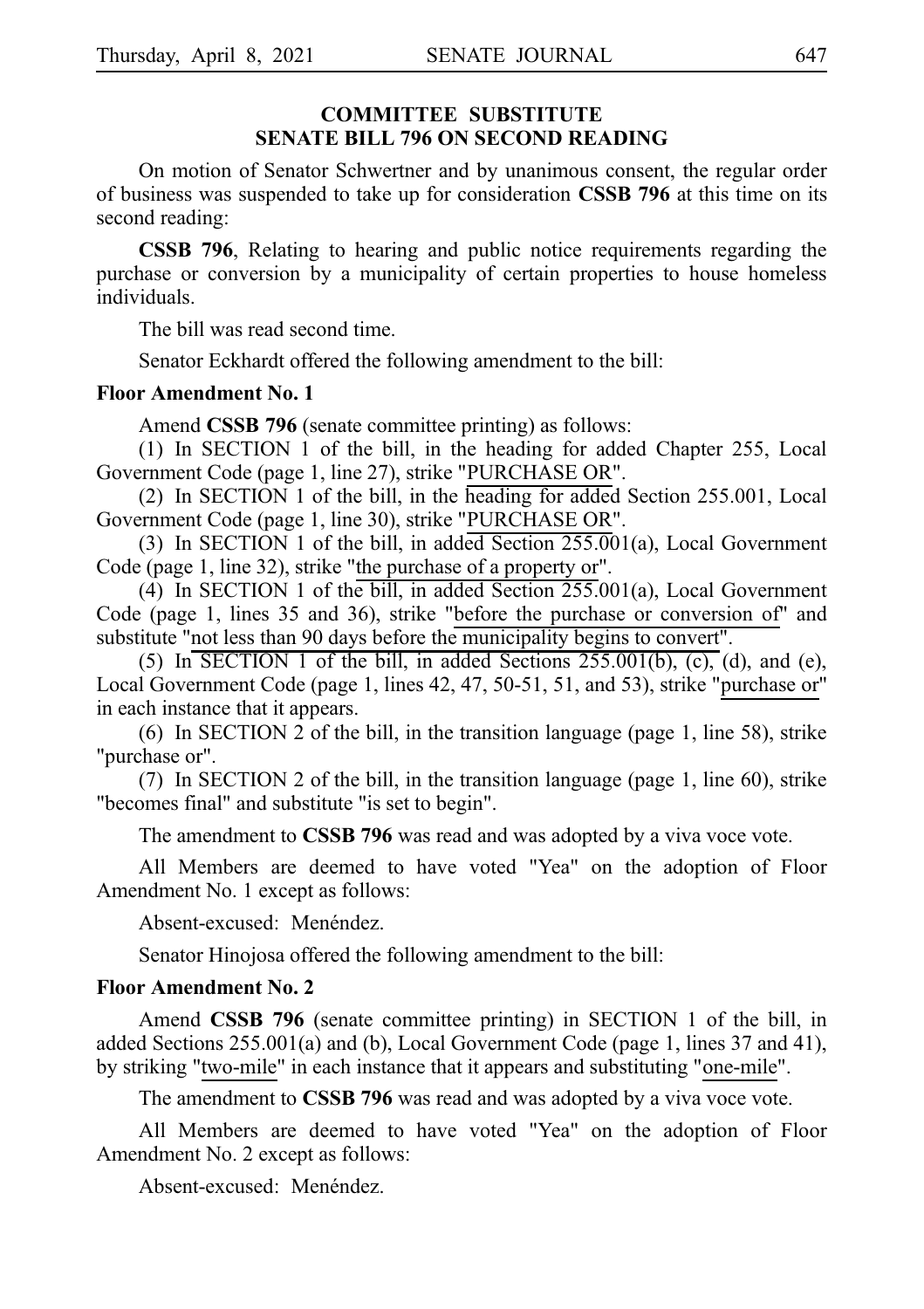## COMMITTEE SUBSTITUTE
## SENATE BILL 796 ON SECOND READING

On motion of Senator Schwertner and by unanimous consent, the regular order of business was suspended to take up for consideration **CSSB 796** at this time on its second reading:

**CSSB 796**, Relating to hearing and public notice requirements regarding the purchase or conversion by a municipality of certain properties to house homeless individuals.

The bill was read second time.

Senator Eckhardt offered the following amendment to the bill:

**Floor Amendment No. 1**

Amend **CSSB 796** (senate committee printing) as follows:

(1) In SECTION 1 of the bill, in the heading for added Chapter 255, Local Government Code (page 1, line 27), strike "PURCHASE OR".

(2) In SECTION 1 of the bill, in the heading for added Section 255.001, Local Government Code (page 1, line 30), strike "PURCHASE OR".

(3) In SECTION 1 of the bill, in added Section 255.001(a), Local Government Code (page 1, line 32), strike "the purchase of a property or".

(4) In SECTION 1 of the bill, in added Section 255.001(a), Local Government Code (page 1, lines 35 and 36), strike "before the purchase or conversion of" and substitute "not less than 90 days before the municipality begins to convert".

(5) In SECTION 1 of the bill, in added Sections 255.001(b), (c), (d), and (e), Local Government Code (page 1, lines 42, 47, 50-51, 51, and 53), strike "purchase or" in each instance that it appears.

(6) In SECTION 2 of the bill, in the transition language (page 1, line 58), strike "purchase or".

(7) In SECTION 2 of the bill, in the transition language (page 1, line 60), strike "becomes final" and substitute "is set to begin".

The amendment to **CSSB 796** was read and was adopted by a viva voce vote.

All Members are deemed to have voted "Yea" on the adoption of Floor Amendment No. 1 except as follows:

Absent-excused: Menéndez.

Senator Hinojosa offered the following amendment to the bill:

**Floor Amendment No. 2**

Amend **CSSB 796** (senate committee printing) in SECTION 1 of the bill, in added Sections 255.001(a) and (b), Local Government Code (page 1, lines 37 and 41), by striking "two-mile" in each instance that it appears and substituting "one-mile".

The amendment to **CSSB 796** was read and was adopted by a viva voce vote.

All Members are deemed to have voted "Yea" on the adoption of Floor Amendment No. 2 except as follows:

Absent-excused: Menéndez.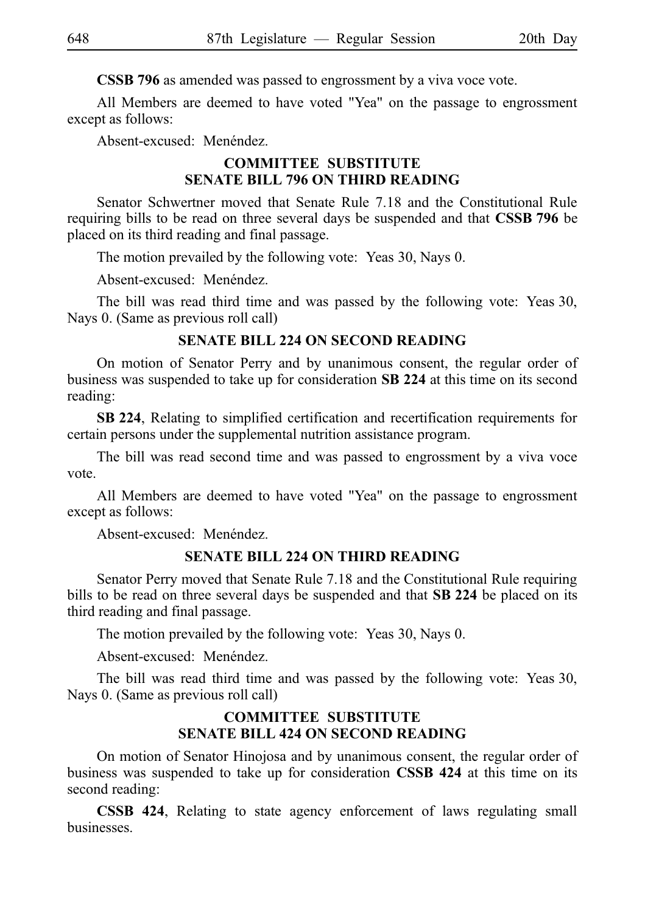**CSSB 796** as amended was passed to engrossment by a viva voce vote.

All Members are deemed to have voted "Yea" on the passage to engrossment except as follows:

Absent-excused: Menéndez.

### COMMITTEE SUBSTITUTE SENATE BILL 796 ON THIRD READING

Senator Schwertner moved that Senate Rule 7.18 and the Constitutional Rule requiring bills to be read on three several days be suspended and that **CSSB 796** be placed on its third reading and final passage.

The motion prevailed by the following vote: Yeas 30, Nays 0.

Absent-excused: Menéndez.

The bill was read third time and was passed by the following vote: Yeas 30, Nays 0. (Same as previous roll call)

### SENATE BILL 224 ON SECOND READING

On motion of Senator Perry and by unanimous consent, the regular order of business was suspended to take up for consideration **SB 224** at this time on its second reading:

**SB 224**, Relating to simplified certification and recertification requirements for certain persons under the supplemental nutrition assistance program.

The bill was read second time and was passed to engrossment by a viva voce vote.

All Members are deemed to have voted "Yea" on the passage to engrossment except as follows:

Absent-excused: Menéndez.

### SENATE BILL 224 ON THIRD READING

Senator Perry moved that Senate Rule 7.18 and the Constitutional Rule requiring bills to be read on three several days be suspended and that **SB 224** be placed on its third reading and final passage.

The motion prevailed by the following vote: Yeas 30, Nays 0.

Absent-excused: Menéndez.

The bill was read third time and was passed by the following vote: Yeas 30, Nays 0. (Same as previous roll call)

### COMMITTEE SUBSTITUTE SENATE BILL 424 ON SECOND READING

On motion of Senator Hinojosa and by unanimous consent, the regular order of business was suspended to take up for consideration **CSSB 424** at this time on its second reading:

**CSSB 424**, Relating to state agency enforcement of laws regulating small businesses.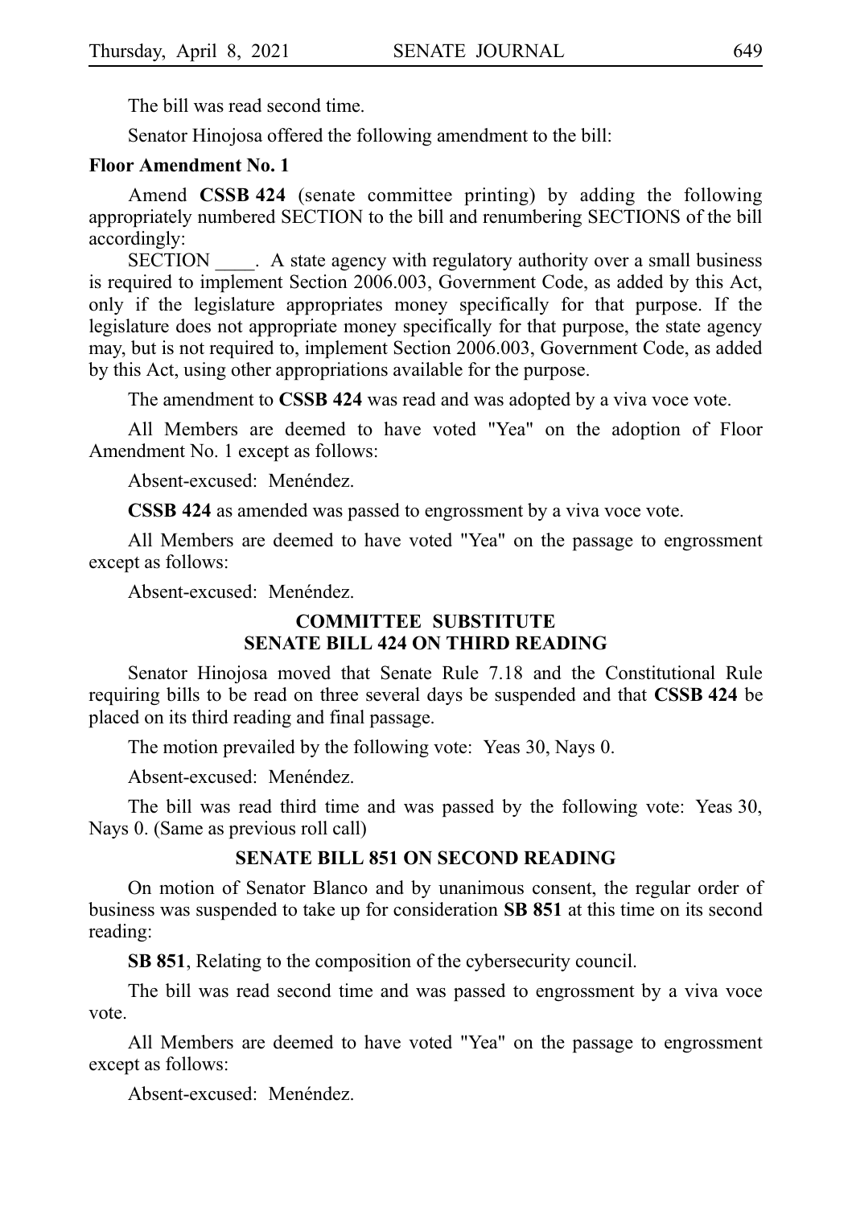The bill was read second time.

Senator Hinojosa offered the following amendment to the bill:

**Floor Amendment No. 1**

Amend **CSSB 424** (senate committee printing) by adding the following appropriately numbered SECTION to the bill and renumbering SECTIONS of the bill accordingly:

SECTION ____. A state agency with regulatory authority over a small business is required to implement Section 2006.003, Government Code, as added by this Act, only if the legislature appropriates money specifically for that purpose. If the legislature does not appropriate money specifically for that purpose, the state agency may, but is not required to, implement Section 2006.003, Government Code, as added by this Act, using other appropriations available for the purpose.

The amendment to **CSSB 424** was read and was adopted by a viva voce vote.

All Members are deemed to have voted "Yea" on the adoption of Floor Amendment No. 1 except as follows:

Absent-excused: Menéndez.

**CSSB 424** as amended was passed to engrossment by a viva voce vote.

All Members are deemed to have voted "Yea" on the passage to engrossment except as follows:

Absent-excused: Menéndez.

## COMMITTEE SUBSTITUTE SENATE BILL 424 ON THIRD READING

Senator Hinojosa moved that Senate Rule 7.18 and the Constitutional Rule requiring bills to be read on three several days be suspended and that **CSSB 424** be placed on its third reading and final passage.

The motion prevailed by the following vote: Yeas 30, Nays 0.

Absent-excused: Menéndez.

The bill was read third time and was passed by the following vote: Yeas 30, Nays 0. (Same as previous roll call)

## SENATE BILL 851 ON SECOND READING

On motion of Senator Blanco and by unanimous consent, the regular order of business was suspended to take up for consideration **SB 851** at this time on its second reading:

**SB 851**, Relating to the composition of the cybersecurity council.

The bill was read second time and was passed to engrossment by a viva voce vote.

All Members are deemed to have voted "Yea" on the passage to engrossment except as follows:

Absent-excused: Menéndez.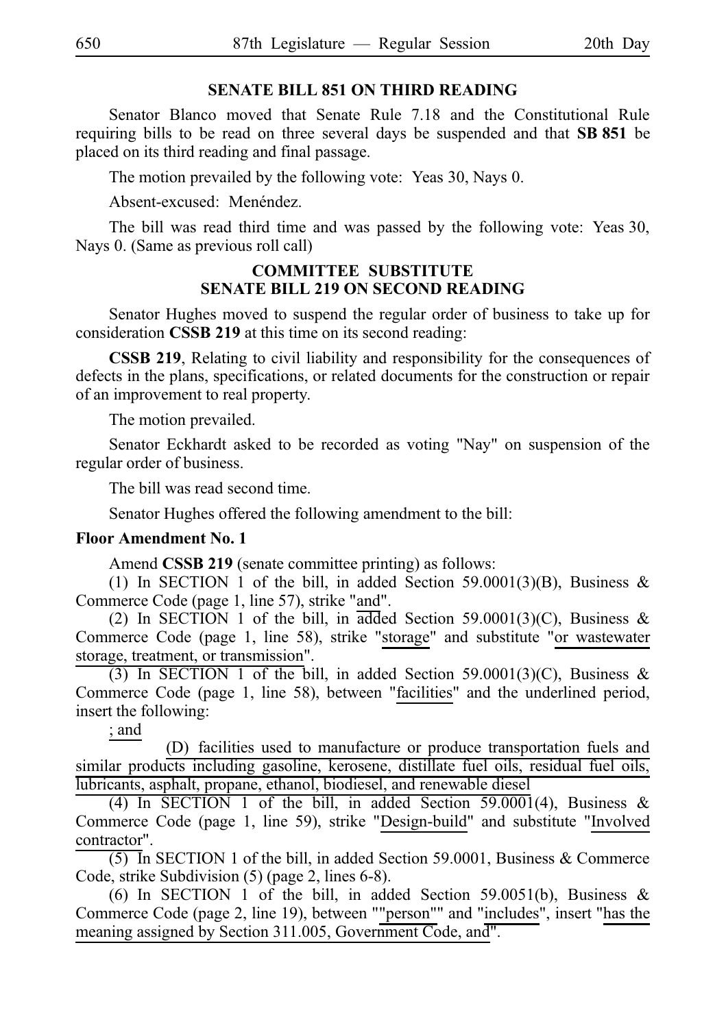## SENATE BILL 851 ON THIRD READING

Senator Blanco moved that Senate Rule 7.18 and the Constitutional Rule requiring bills to be read on three several days be suspended and that **SB 851** be placed on its third reading and final passage.

The motion prevailed by the following vote: Yeas 30, Nays 0.

Absent-excused: Menéndez.

The bill was read third time and was passed by the following vote: Yeas 30, Nays 0. (Same as previous roll call)

## COMMITTEE SUBSTITUTE SENATE BILL 219 ON SECOND READING

Senator Hughes moved to suspend the regular order of business to take up for consideration **CSSB 219** at this time on its second reading:

**CSSB 219**, Relating to civil liability and responsibility for the consequences of defects in the plans, specifications, or related documents for the construction or repair of an improvement to real property.

The motion prevailed.

Senator Eckhardt asked to be recorded as voting "Nay" on suspension of the regular order of business.

The bill was read second time.

Senator Hughes offered the following amendment to the bill:

**Floor Amendment No. 1**

Amend **CSSB 219** (senate committee printing) as follows:

(1) In SECTION 1 of the bill, in added Section 59.0001(3)(B), Business & Commerce Code (page 1, line 57), strike "and".

(2) In SECTION 1 of the bill, in added Section 59.0001(3)(C), Business & Commerce Code (page 1, line 58), strike "storage" and substitute "or wastewater storage, treatment, or transmission".

(3) In SECTION 1 of the bill, in added Section 59.0001(3)(C), Business & Commerce Code (page 1, line 58), between "facilities" and the underlined period, insert the following:

; and

(D) facilities used to manufacture or produce transportation fuels and similar products including gasoline, kerosene, distillate fuel oils, residual fuel oils, lubricants, asphalt, propane, ethanol, biodiesel, and renewable diesel

(4) In SECTION 1 of the bill, in added Section 59.0001(4), Business & Commerce Code (page 1, line 59), strike "Design-build" and substitute "Involved contractor".

(5) In SECTION 1 of the bill, in added Section 59.0001, Business & Commerce Code, strike Subdivision (5) (page 2, lines 6-8).

(6) In SECTION 1 of the bill, in added Section 59.0051(b), Business & Commerce Code (page 2, line 19), between ""person"" and "includes", insert "has the meaning assigned by Section 311.005, Government Code, and".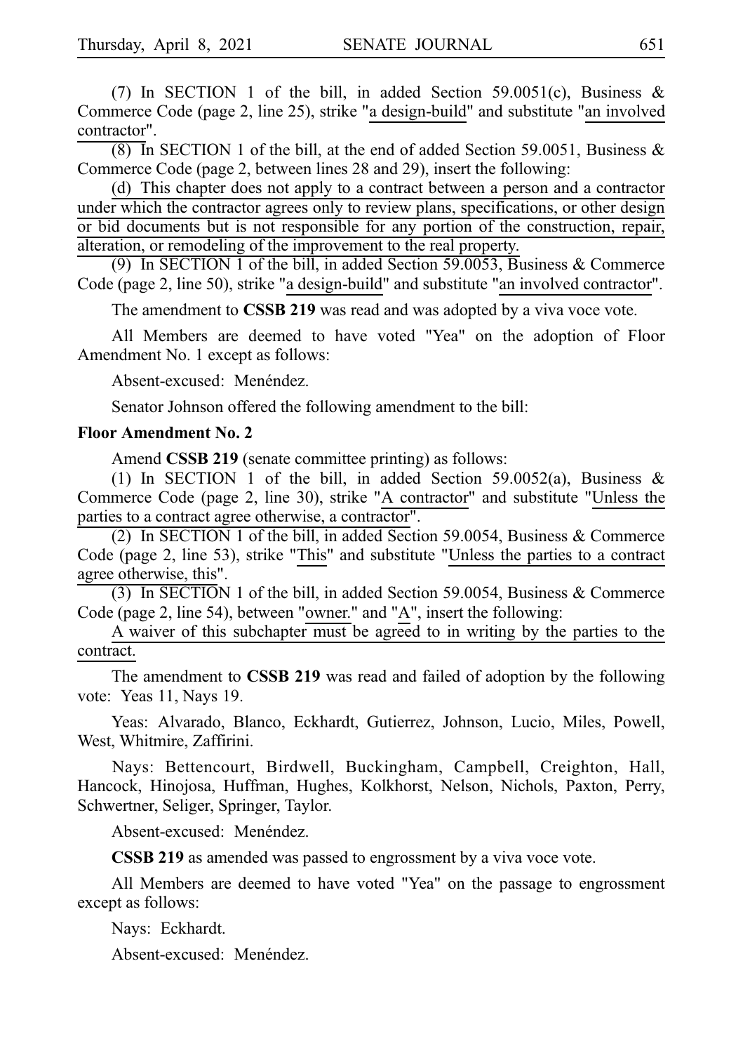(7) In SECTION 1 of the bill, in added Section 59.0051(c), Business & Commerce Code (page 2, line 25), strike "a design-build" and substitute "an involved contractor".

(8) In SECTION 1 of the bill, at the end of added Section 59.0051, Business & Commerce Code (page 2, between lines 28 and 29), insert the following:

(d) This chapter does not apply to a contract between a person and a contractor under which the contractor agrees only to review plans, specifications, or other design or bid documents but is not responsible for any portion of the construction, repair, alteration, or remodeling of the improvement to the real property.

(9) In SECTION 1 of the bill, in added Section 59.0053, Business & Commerce Code (page 2, line 50), strike "a design-build" and substitute "an involved contractor".

The amendment to **CSSB 219** was read and was adopted by a viva voce vote.

All Members are deemed to have voted "Yea" on the adoption of Floor Amendment No. 1 except as follows:

Absent-excused: Menéndez.

Senator Johnson offered the following amendment to the bill:

**Floor Amendment No. 2**

Amend **CSSB 219** (senate committee printing) as follows:

(1) In SECTION 1 of the bill, in added Section 59.0052(a), Business & Commerce Code (page 2, line 30), strike "A contractor" and substitute "Unless the parties to a contract agree otherwise, a contractor".

(2) In SECTION 1 of the bill, in added Section 59.0054, Business & Commerce Code (page 2, line 53), strike "This" and substitute "Unless the parties to a contract agree otherwise, this".

(3) In SECTION 1 of the bill, in added Section 59.0054, Business & Commerce Code (page 2, line 54), between "owner." and "A", insert the following:

A waiver of this subchapter must be agreed to in writing by the parties to the contract.

The amendment to **CSSB 219** was read and failed of adoption by the following vote: Yeas 11, Nays 19.

Yeas: Alvarado, Blanco, Eckhardt, Gutierrez, Johnson, Lucio, Miles, Powell, West, Whitmire, Zaffirini.

Nays: Bettencourt, Birdwell, Buckingham, Campbell, Creighton, Hall, Hancock, Hinojosa, Huffman, Hughes, Kolkhorst, Nelson, Nichols, Paxton, Perry, Schwertner, Seliger, Springer, Taylor.

Absent-excused: Menéndez.

**CSSB 219** as amended was passed to engrossment by a viva voce vote.

All Members are deemed to have voted "Yea" on the passage to engrossment except as follows:

Nays: Eckhardt.

Absent-excused: Menéndez.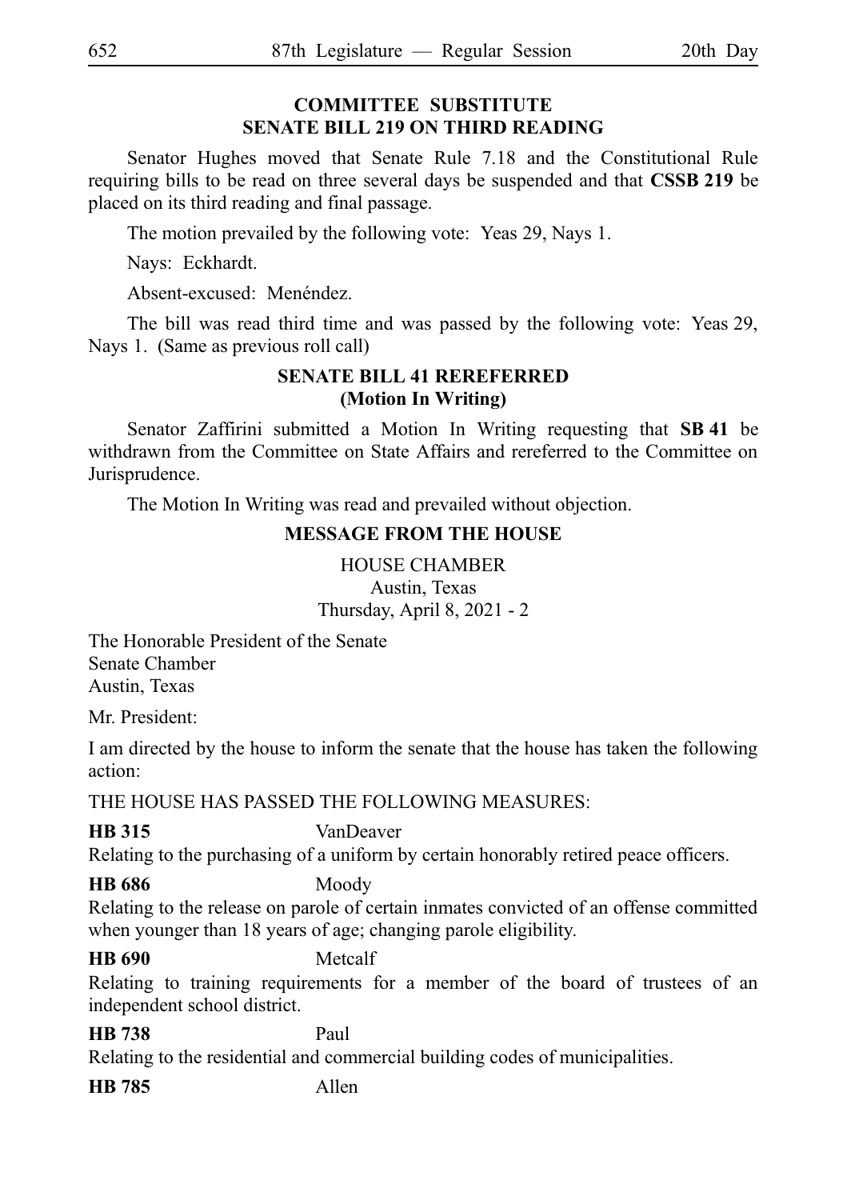## COMMITTEE SUBSTITUTE SENATE BILL 219 ON THIRD READING

Senator Hughes moved that Senate Rule 7.18 and the Constitutional Rule requiring bills to be read on three several days be suspended and that **CSSB 219** be placed on its third reading and final passage.

The motion prevailed by the following vote: Yeas 29, Nays 1.

Nays: Eckhardt.

Absent-excused: Menéndez.

The bill was read third time and was passed by the following vote: Yeas 29, Nays 1. (Same as previous roll call)

## SENATE BILL 41 REREFERRED (Motion In Writing)

Senator Zaffirini submitted a Motion In Writing requesting that **SB 41** be withdrawn from the Committee on State Affairs and rereferred to the Committee on Jurisprudence.

The Motion In Writing was read and prevailed without objection.

## MESSAGE FROM THE HOUSE

HOUSE CHAMBER
Austin, Texas
Thursday, April 8, 2021 - 2

The Honorable President of the Senate
Senate Chamber
Austin, Texas

Mr. President:

I am directed by the house to inform the senate that the house has taken the following action:

THE HOUSE HAS PASSED THE FOLLOWING MEASURES:

**HB 315** VanDeaver
Relating to the purchasing of a uniform by certain honorably retired peace officers.

**HB 686** Moody
Relating to the release on parole of certain inmates convicted of an offense committed when younger than 18 years of age; changing parole eligibility.

**HB 690** Metcalf
Relating to training requirements for a member of the board of trustees of an independent school district.

**HB 738** Paul
Relating to the residential and commercial building codes of municipalities.

**HB 785** Allen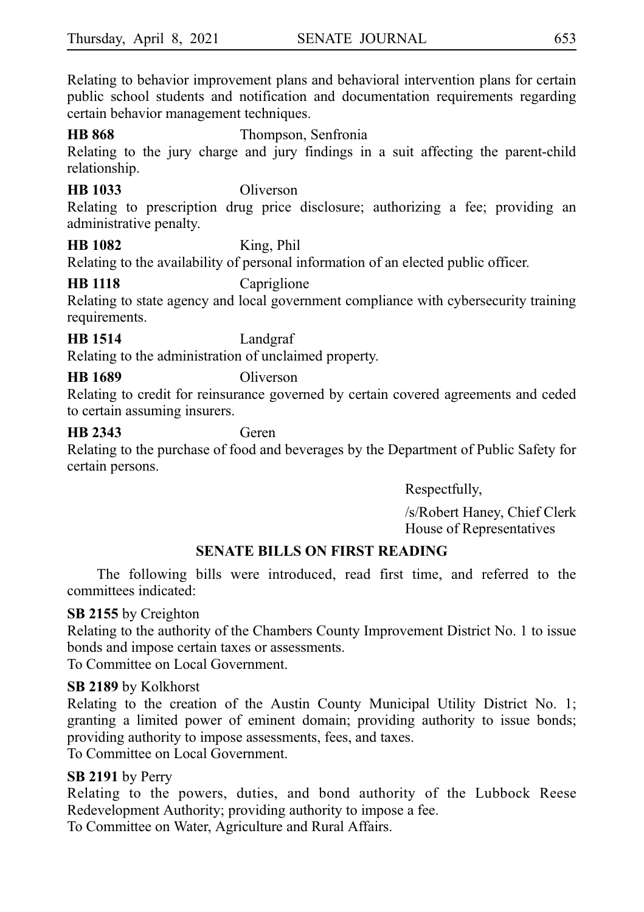Relating to behavior improvement plans and behavioral intervention plans for certain public school students and notification and documentation requirements regarding certain behavior management techniques.

**HB 868** Thompson, Senfronia

Relating to the jury charge and jury findings in a suit affecting the parent-child relationship.

**HB 1033** Oliverson

Relating to prescription drug price disclosure; authorizing a fee; providing an administrative penalty.

**HB 1082** King, Phil

Relating to the availability of personal information of an elected public officer.

**HB 1118** Capriglione

Relating to state agency and local government compliance with cybersecurity training requirements.

**HB 1514** Landgraf

Relating to the administration of unclaimed property.

**HB 1689** Oliverson

Relating to credit for reinsurance governed by certain covered agreements and ceded to certain assuming insurers.

**HB 2343** Geren

Relating to the purchase of food and beverages by the Department of Public Safety for certain persons.

Respectfully,

/s/Robert Haney, Chief Clerk
House of Representatives

## SENATE BILLS ON FIRST READING

The following bills were introduced, read first time, and referred to the committees indicated:

**SB 2155** by Creighton

Relating to the authority of the Chambers County Improvement District No. 1 to issue bonds and impose certain taxes or assessments.

To Committee on Local Government.

**SB 2189** by Kolkhorst

Relating to the creation of the Austin County Municipal Utility District No. 1; granting a limited power of eminent domain; providing authority to issue bonds; providing authority to impose assessments, fees, and taxes.

To Committee on Local Government.

**SB 2191** by Perry

Relating to the powers, duties, and bond authority of the Lubbock Reese Redevelopment Authority; providing authority to impose a fee.

To Committee on Water, Agriculture and Rural Affairs.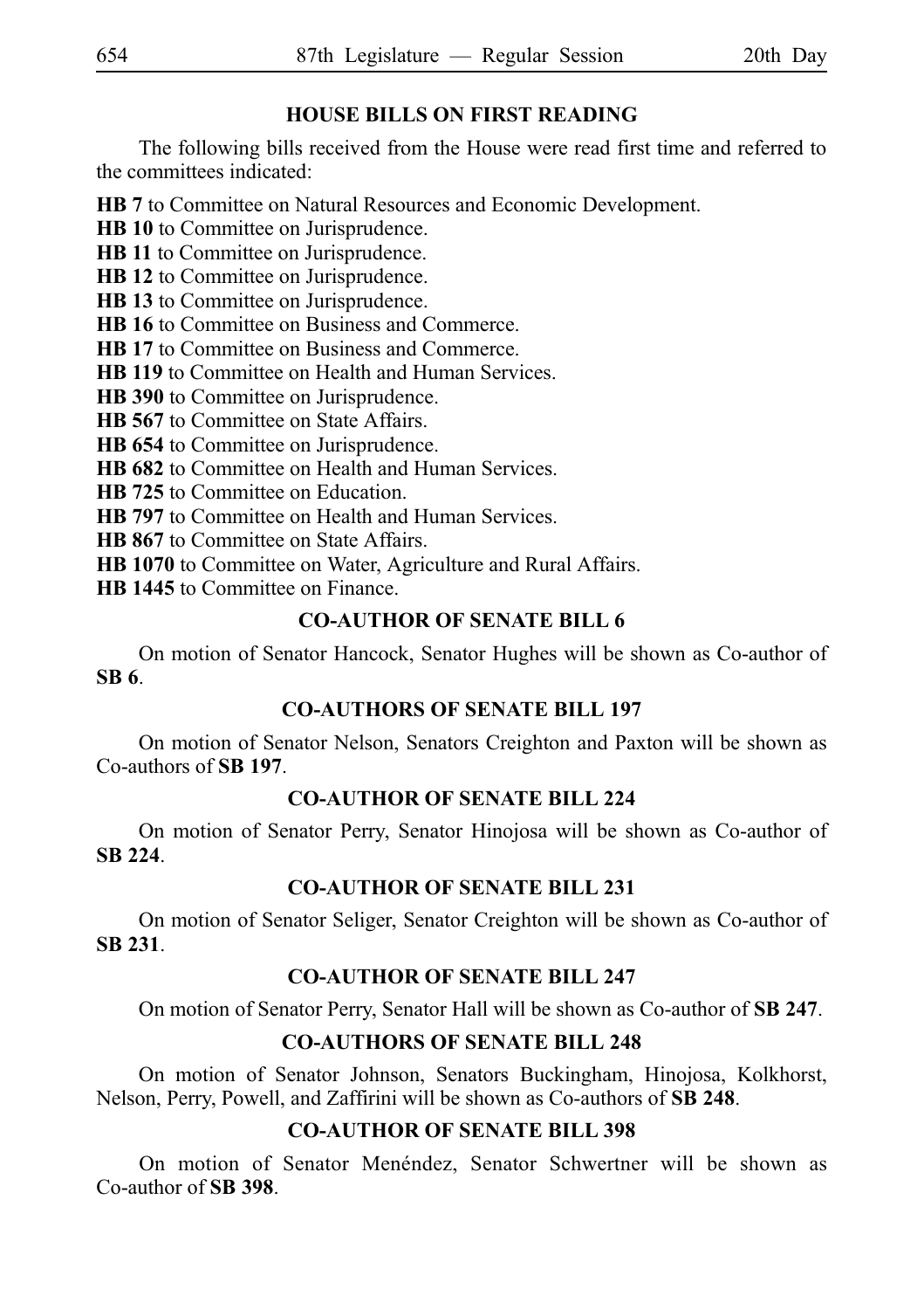## HOUSE BILLS ON FIRST READING

The following bills received from the House were read first time and referred to the committees indicated:

**HB 7** to Committee on Natural Resources and Economic Development.
**HB 10** to Committee on Jurisprudence.
**HB 11** to Committee on Jurisprudence.
**HB 12** to Committee on Jurisprudence.
**HB 13** to Committee on Jurisprudence.
**HB 16** to Committee on Business and Commerce.
**HB 17** to Committee on Business and Commerce.
**HB 119** to Committee on Health and Human Services.
**HB 390** to Committee on Jurisprudence.
**HB 567** to Committee on State Affairs.
**HB 654** to Committee on Jurisprudence.
**HB 682** to Committee on Health and Human Services.
**HB 725** to Committee on Education.
**HB 797** to Committee on Health and Human Services.
**HB 867** to Committee on State Affairs.
**HB 1070** to Committee on Water, Agriculture and Rural Affairs.
**HB 1445** to Committee on Finance.

## CO-AUTHOR OF SENATE BILL 6

On motion of Senator Hancock, Senator Hughes will be shown as Co-author of **SB 6**.

## CO-AUTHORS OF SENATE BILL 197

On motion of Senator Nelson, Senators Creighton and Paxton will be shown as Co-authors of **SB 197**.

## CO-AUTHOR OF SENATE BILL 224

On motion of Senator Perry, Senator Hinojosa will be shown as Co-author of **SB 224**.

## CO-AUTHOR OF SENATE BILL 231

On motion of Senator Seliger, Senator Creighton will be shown as Co-author of **SB 231**.

## CO-AUTHOR OF SENATE BILL 247

On motion of Senator Perry, Senator Hall will be shown as Co-author of **SB 247**.

## CO-AUTHORS OF SENATE BILL 248

On motion of Senator Johnson, Senators Buckingham, Hinojosa, Kolkhorst, Nelson, Perry, Powell, and Zaffirini will be shown as Co-authors of **SB 248**.

## CO-AUTHOR OF SENATE BILL 398

On motion of Senator Menéndez, Senator Schwertner will be shown as Co-author of **SB 398**.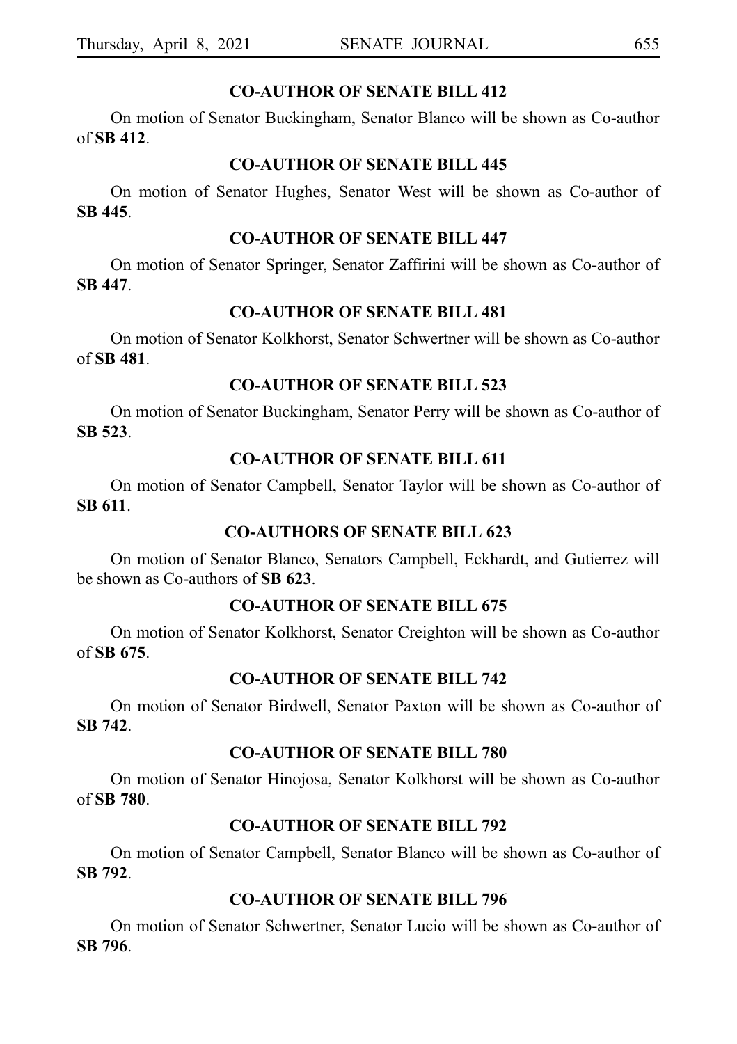## CO-AUTHOR OF SENATE BILL 412

On motion of Senator Buckingham, Senator Blanco will be shown as Co-author of **SB 412**.

## CO-AUTHOR OF SENATE BILL 445

On motion of Senator Hughes, Senator West will be shown as Co-author of **SB 445**.

## CO-AUTHOR OF SENATE BILL 447

On motion of Senator Springer, Senator Zaffirini will be shown as Co-author of **SB 447**.

## CO-AUTHOR OF SENATE BILL 481

On motion of Senator Kolkhorst, Senator Schwertner will be shown as Co-author of **SB 481**.

## CO-AUTHOR OF SENATE BILL 523

On motion of Senator Buckingham, Senator Perry will be shown as Co-author of **SB 523**.

## CO-AUTHOR OF SENATE BILL 611

On motion of Senator Campbell, Senator Taylor will be shown as Co-author of **SB 611**.

## CO-AUTHORS OF SENATE BILL 623

On motion of Senator Blanco, Senators Campbell, Eckhardt, and Gutierrez will be shown as Co-authors of **SB 623**.

## CO-AUTHOR OF SENATE BILL 675

On motion of Senator Kolkhorst, Senator Creighton will be shown as Co-author of **SB 675**.

## CO-AUTHOR OF SENATE BILL 742

On motion of Senator Birdwell, Senator Paxton will be shown as Co-author of **SB 742**.

## CO-AUTHOR OF SENATE BILL 780

On motion of Senator Hinojosa, Senator Kolkhorst will be shown as Co-author of **SB 780**.

## CO-AUTHOR OF SENATE BILL 792

On motion of Senator Campbell, Senator Blanco will be shown as Co-author of **SB 792**.

## CO-AUTHOR OF SENATE BILL 796

On motion of Senator Schwertner, Senator Lucio will be shown as Co-author of **SB 796**.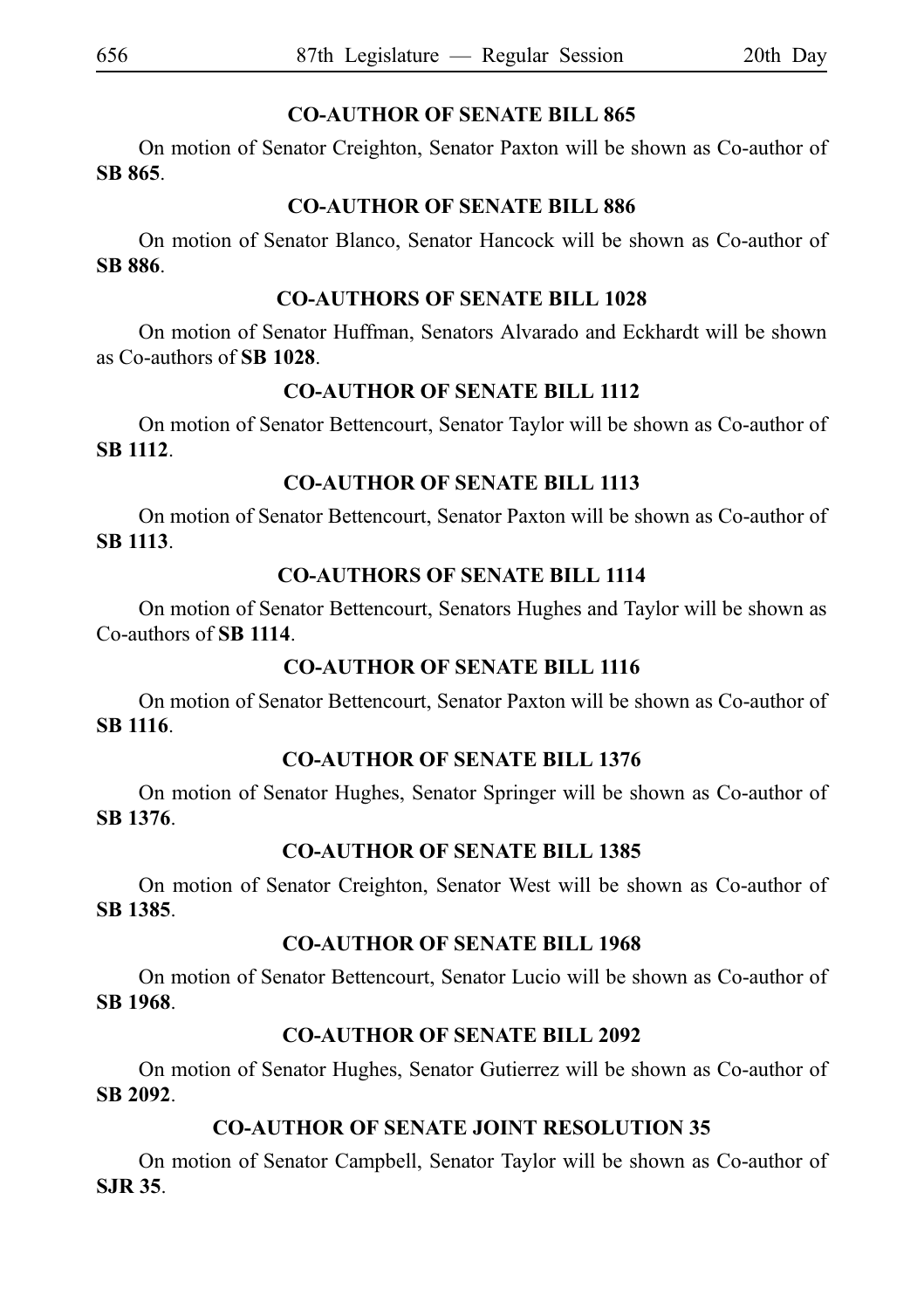## CO-AUTHOR OF SENATE BILL 865

On motion of Senator Creighton, Senator Paxton will be shown as Co-author of **SB 865**.

## CO-AUTHOR OF SENATE BILL 886

On motion of Senator Blanco, Senator Hancock will be shown as Co-author of **SB 886**.

## CO-AUTHORS OF SENATE BILL 1028

On motion of Senator Huffman, Senators Alvarado and Eckhardt will be shown as Co-authors of **SB 1028**.

## CO-AUTHOR OF SENATE BILL 1112

On motion of Senator Bettencourt, Senator Taylor will be shown as Co-author of **SB 1112**.

## CO-AUTHOR OF SENATE BILL 1113

On motion of Senator Bettencourt, Senator Paxton will be shown as Co-author of **SB 1113**.

## CO-AUTHORS OF SENATE BILL 1114

On motion of Senator Bettencourt, Senators Hughes and Taylor will be shown as Co-authors of **SB 1114**.

## CO-AUTHOR OF SENATE BILL 1116

On motion of Senator Bettencourt, Senator Paxton will be shown as Co-author of **SB 1116**.

## CO-AUTHOR OF SENATE BILL 1376

On motion of Senator Hughes, Senator Springer will be shown as Co-author of **SB 1376**.

## CO-AUTHOR OF SENATE BILL 1385

On motion of Senator Creighton, Senator West will be shown as Co-author of **SB 1385**.

## CO-AUTHOR OF SENATE BILL 1968

On motion of Senator Bettencourt, Senator Lucio will be shown as Co-author of **SB 1968**.

## CO-AUTHOR OF SENATE BILL 2092

On motion of Senator Hughes, Senator Gutierrez will be shown as Co-author of **SB 2092**.

## CO-AUTHOR OF SENATE JOINT RESOLUTION 35

On motion of Senator Campbell, Senator Taylor will be shown as Co-author of **SJR 35**.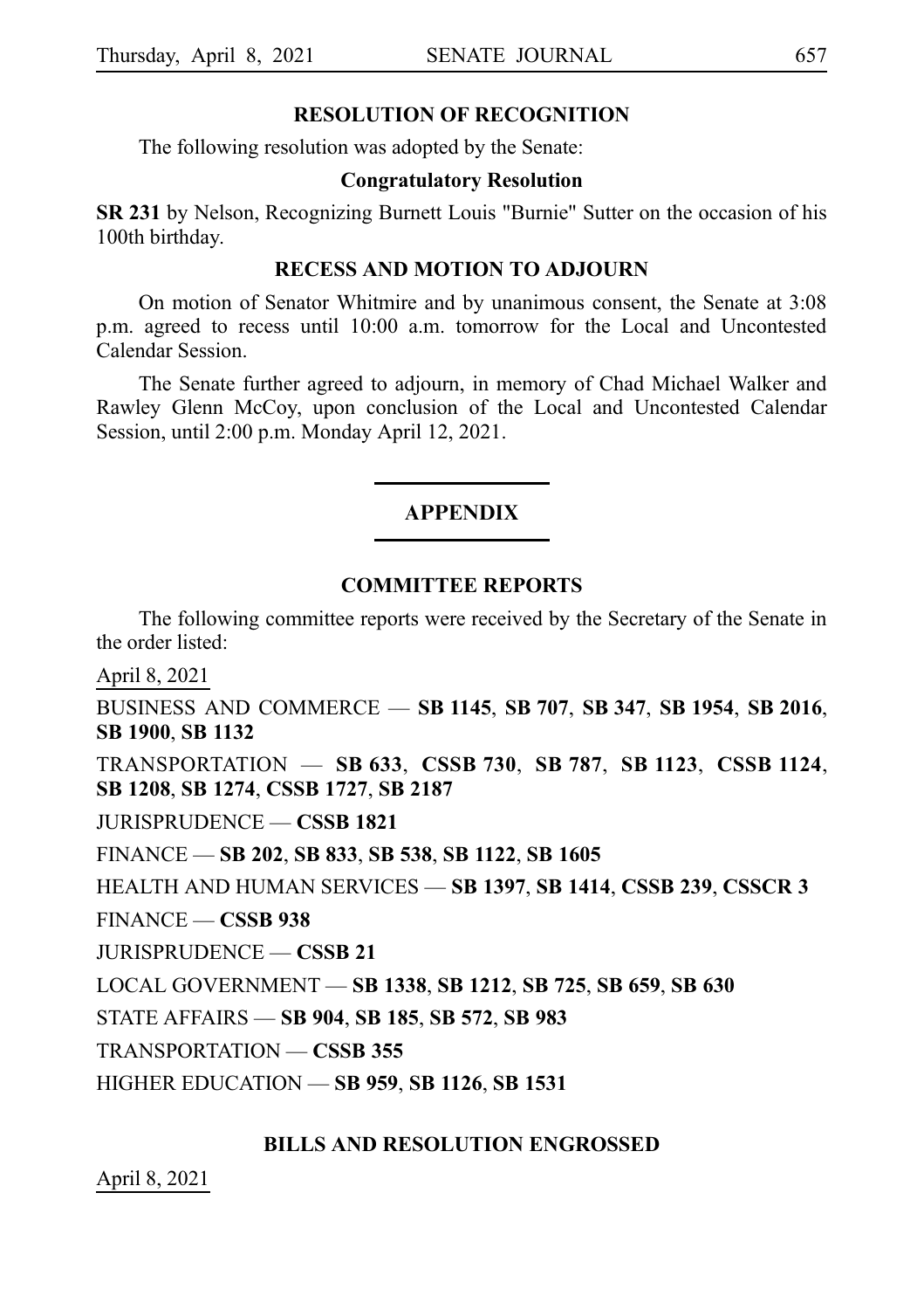## RESOLUTION OF RECOGNITION

The following resolution was adopted by the Senate:

### Congratulatory Resolution

**SR 231** by Nelson, Recognizing Burnett Louis "Burnie" Sutter on the occasion of his 100th birthday.

## RECESS AND MOTION TO ADJOURN

On motion of Senator Whitmire and by unanimous consent, the Senate at 3:08 p.m. agreed to recess until 10:00 a.m. tomorrow for the Local and Uncontested Calendar Session.

The Senate further agreed to adjourn, in memory of Chad Michael Walker and Rawley Glenn McCoy, upon conclusion of the Local and Uncontested Calendar Session, until 2:00 p.m. Monday April 12, 2021.

# APPENDIX

## COMMITTEE REPORTS

The following committee reports were received by the Secretary of the Senate in the order listed:

April 8, 2021

BUSINESS AND COMMERCE — **SB 1145**, **SB 707**, **SB 347**, **SB 1954**, **SB 2016**, **SB 1900**, **SB 1132**

TRANSPORTATION — **SB 633**, **CSSB 730**, **SB 787**, **SB 1123**, **CSSB 1124**, **SB 1208**, **SB 1274**, **CSSB 1727**, **SB 2187**

JURISPRUDENCE — **CSSB 1821**

FINANCE — **SB 202**, **SB 833**, **SB 538**, **SB 1122**, **SB 1605**

HEALTH AND HUMAN SERVICES — **SB 1397**, **SB 1414**, **CSSB 239**, **CSSCR 3**

FINANCE — **CSSB 938**

JURISPRUDENCE — **CSSB 21**

LOCAL GOVERNMENT — **SB 1338**, **SB 1212**, **SB 725**, **SB 659**, **SB 630**

STATE AFFAIRS — **SB 904**, **SB 185**, **SB 572**, **SB 983**

TRANSPORTATION — **CSSB 355**

HIGHER EDUCATION — **SB 959**, **SB 1126**, **SB 1531**

## BILLS AND RESOLUTION ENGROSSED

April 8, 2021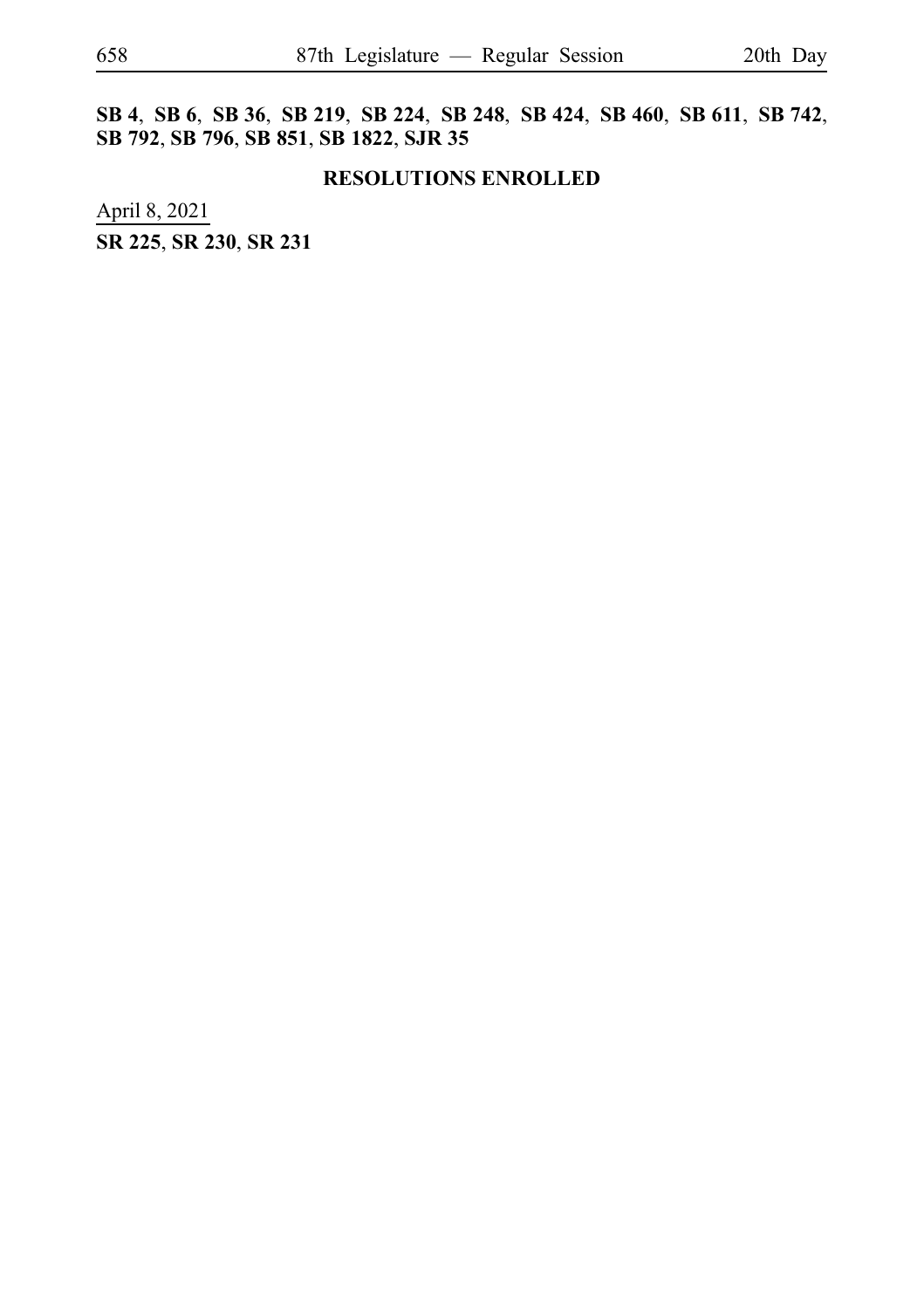**SB 4**, **SB 6**, **SB 36**, **SB 219**, **SB 224**, **SB 248**, **SB 424**, **SB 460**, **SB 611**, **SB 742**, **SB 792**, **SB 796**, **SB 851**, **SB 1822**, **SJR 35**

**RESOLUTIONS ENROLLED**

April 8, 2021

**SR 225**, **SR 230**, **SR 231**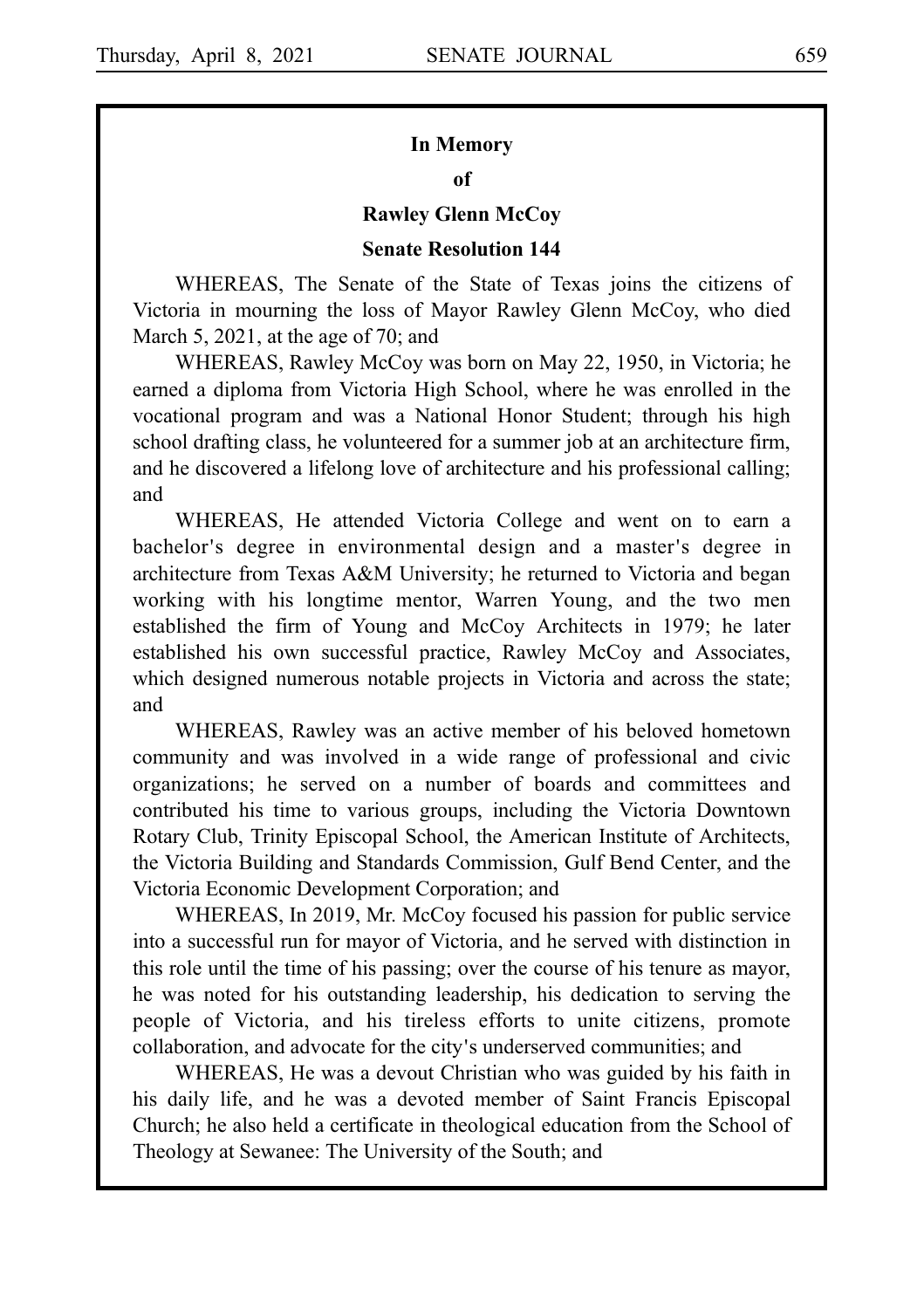**In Memory**

**of**

**Rawley Glenn McCoy**

**Senate Resolution 144**

WHEREAS, The Senate of the State of Texas joins the citizens of Victoria in mourning the loss of Mayor Rawley Glenn McCoy, who died March 5, 2021, at the age of 70; and

WHEREAS, Rawley McCoy was born on May 22, 1950, in Victoria; he earned a diploma from Victoria High School, where he was enrolled in the vocational program and was a National Honor Student; through his high school drafting class, he volunteered for a summer job at an architecture firm, and he discovered a lifelong love of architecture and his professional calling; and

WHEREAS, He attended Victoria College and went on to earn a bachelor's degree in environmental design and a master's degree in architecture from Texas A&M University; he returned to Victoria and began working with his longtime mentor, Warren Young, and the two men established the firm of Young and McCoy Architects in 1979; he later established his own successful practice, Rawley McCoy and Associates, which designed numerous notable projects in Victoria and across the state; and

WHEREAS, Rawley was an active member of his beloved hometown community and was involved in a wide range of professional and civic organizations; he served on a number of boards and committees and contributed his time to various groups, including the Victoria Downtown Rotary Club, Trinity Episcopal School, the American Institute of Architects, the Victoria Building and Standards Commission, Gulf Bend Center, and the Victoria Economic Development Corporation; and

WHEREAS, In 2019, Mr. McCoy focused his passion for public service into a successful run for mayor of Victoria, and he served with distinction in this role until the time of his passing; over the course of his tenure as mayor, he was noted for his outstanding leadership, his dedication to serving the people of Victoria, and his tireless efforts to unite citizens, promote collaboration, and advocate for the city's underserved communities; and

WHEREAS, He was a devout Christian who was guided by his faith in his daily life, and he was a devoted member of Saint Francis Episcopal Church; he also held a certificate in theological education from the School of Theology at Sewanee: The University of the South; and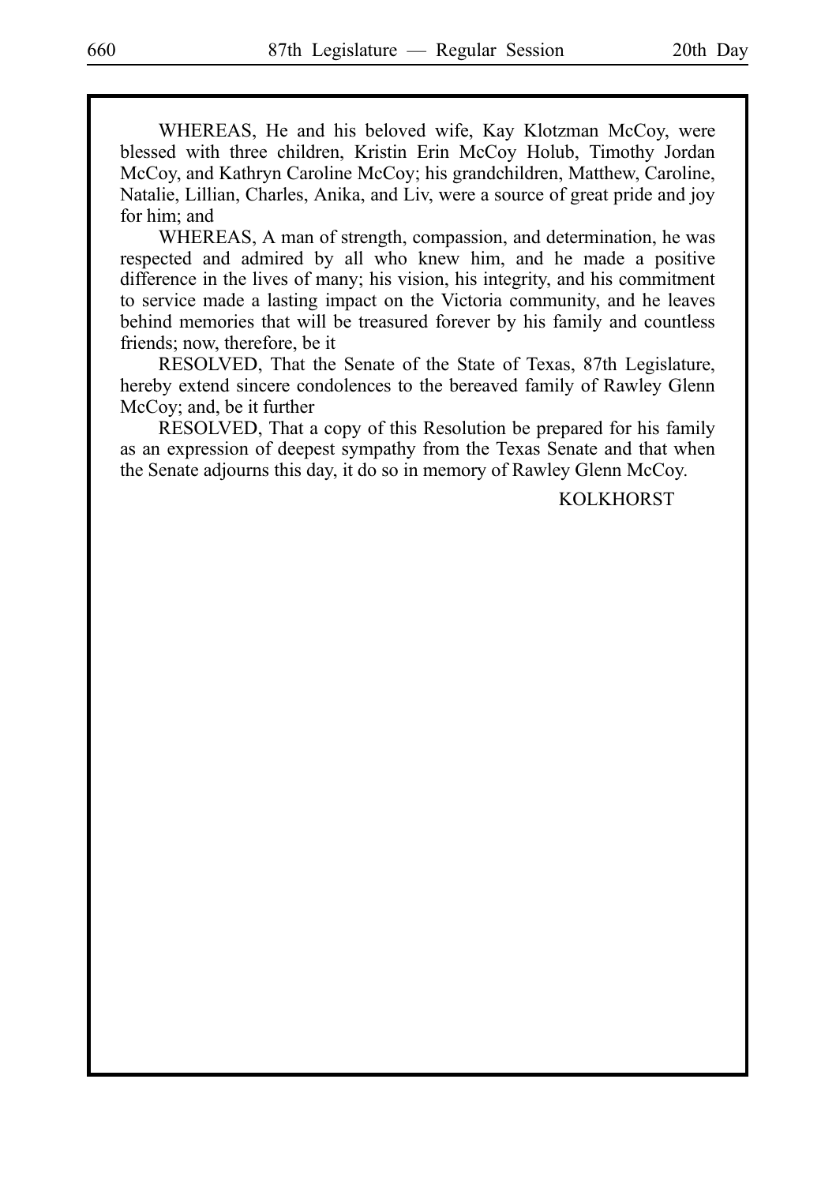WHEREAS, He and his beloved wife, Kay Klotzman McCoy, were blessed with three children, Kristin Erin McCoy Holub, Timothy Jordan McCoy, and Kathryn Caroline McCoy; his grandchildren, Matthew, Caroline, Natalie, Lillian, Charles, Anika, and Liv, were a source of great pride and joy for him; and

WHEREAS, A man of strength, compassion, and determination, he was respected and admired by all who knew him, and he made a positive difference in the lives of many; his vision, his integrity, and his commitment to service made a lasting impact on the Victoria community, and he leaves behind memories that will be treasured forever by his family and countless friends; now, therefore, be it

RESOLVED, That the Senate of the State of Texas, 87th Legislature, hereby extend sincere condolences to the bereaved family of Rawley Glenn McCoy; and, be it further

RESOLVED, That a copy of this Resolution be prepared for his family as an expression of deepest sympathy from the Texas Senate and that when the Senate adjourns this day, it do so in memory of Rawley Glenn McCoy.

KOLKHORST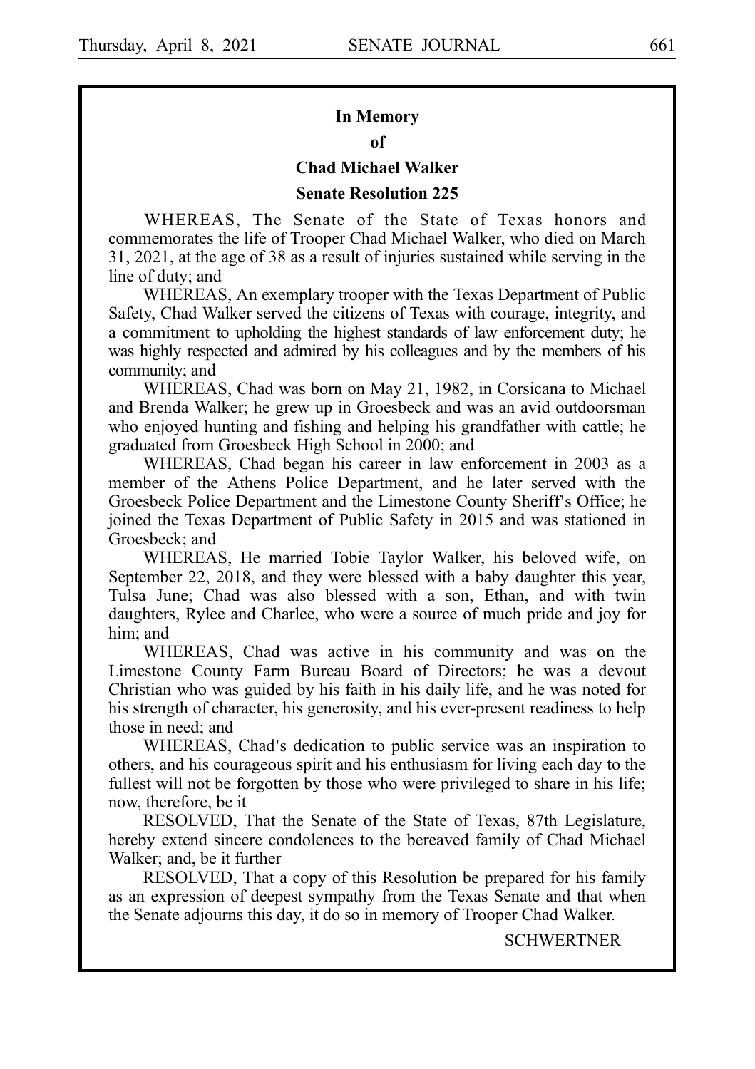**In Memory**

**of**

**Chad Michael Walker**

**Senate Resolution 225**

WHEREAS, The Senate of the State of Texas honors and commemorates the life of Trooper Chad Michael Walker, who died on March 31, 2021, at the age of 38 as a result of injuries sustained while serving in the line of duty; and

WHEREAS, An exemplary trooper with the Texas Department of Public Safety, Chad Walker served the citizens of Texas with courage, integrity, and a commitment to upholding the highest standards of law enforcement duty; he was highly respected and admired by his colleagues and by the members of his community; and

WHEREAS, Chad was born on May 21, 1982, in Corsicana to Michael and Brenda Walker; he grew up in Groesbeck and was an avid outdoorsman who enjoyed hunting and fishing and helping his grandfather with cattle; he graduated from Groesbeck High School in 2000; and

WHEREAS, Chad began his career in law enforcement in 2003 as a member of the Athens Police Department, and he later served with the Groesbeck Police Department and the Limestone County Sheriff's Office; he joined the Texas Department of Public Safety in 2015 and was stationed in Groesbeck; and

WHEREAS, He married Tobie Taylor Walker, his beloved wife, on September 22, 2018, and they were blessed with a baby daughter this year, Tulsa June; Chad was also blessed with a son, Ethan, and with twin daughters, Rylee and Charlee, who were a source of much pride and joy for him; and

WHEREAS, Chad was active in his community and was on the Limestone County Farm Bureau Board of Directors; he was a devout Christian who was guided by his faith in his daily life, and he was noted for his strength of character, his generosity, and his ever-present readiness to help those in need; and

WHEREAS, Chad's dedication to public service was an inspiration to others, and his courageous spirit and his enthusiasm for living each day to the fullest will not be forgotten by those who were privileged to share in his life; now, therefore, be it

RESOLVED, That the Senate of the State of Texas, 87th Legislature, hereby extend sincere condolences to the bereaved family of Chad Michael Walker; and, be it further

RESOLVED, That a copy of this Resolution be prepared for his family as an expression of deepest sympathy from the Texas Senate and that when the Senate adjourns this day, it do so in memory of Trooper Chad Walker.

SCHWERTNER